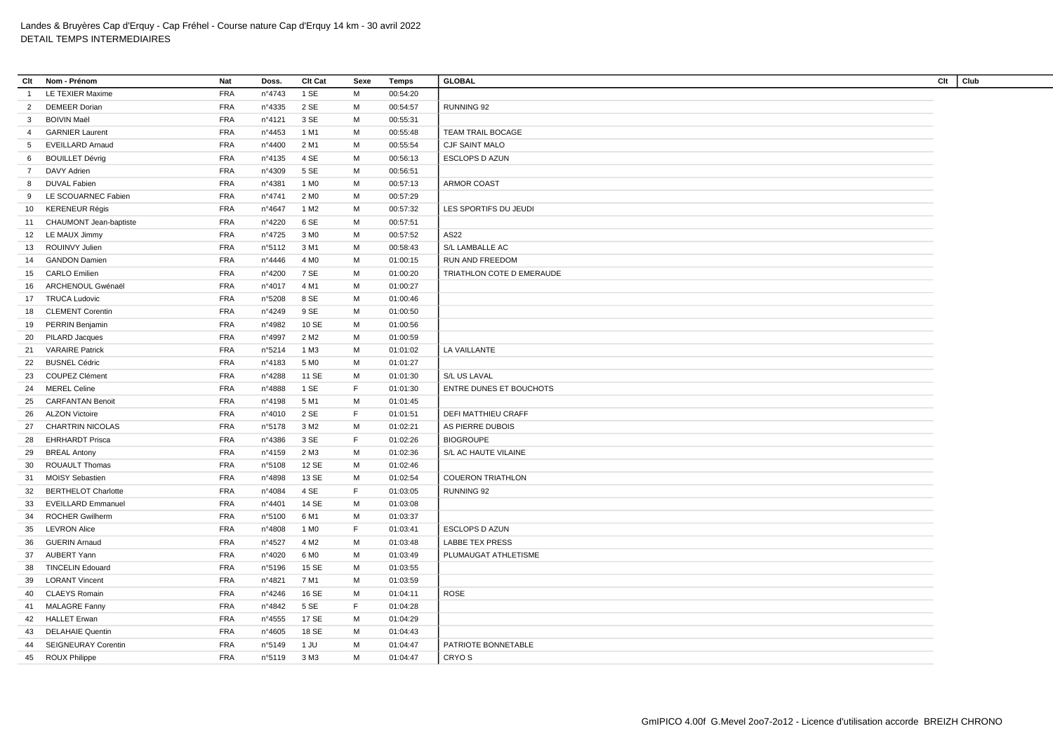# Landes & Bruyères Cap d'Erquy - Cap Fréhel - Course nature Cap d'Erquy 14 km - 30 avril 2022

DETAIL TEMPS INTERMEDIAIRES

| Clt | Nom - Prénom | Nat | Doss. | Clt Cat | Sexe | Temps | GLOBAL | Clt | Club |
|---|---|---|---|---|---|---|---|---|---|
| 1 | LE TEXIER Maxime | FRA | n°4743 | 1 SE | M | 00:54:20 | | | |
| 2 | DEMEER Dorian | FRA | n°4335 | 2 SE | M | 00:54:57 | RUNNING 92 | | |
| 3 | BOIVIN Maël | FRA | n°4121 | 3 SE | M | 00:55:31 | | | |
| 4 | GARNIER Laurent | FRA | n°4453 | 1 M1 | M | 00:55:48 | TEAM TRAIL BOCAGE | | |
| 5 | EVEILLARD Arnaud | FRA | n°4400 | 2 M1 | M | 00:55:54 | CJF SAINT MALO | | |
| 6 | BOUILLET Dévrig | FRA | n°4135 | 4 SE | M | 00:56:13 | ESCLOPS D AZUN | | |
| 7 | DAVY Adrien | FRA | n°4309 | 5 SE | M | 00:56:51 | | | |
| 8 | DUVAL Fabien | FRA | n°4381 | 1 M0 | M | 00:57:13 | ARMOR COAST | | |
| 9 | LE SCOUARNEC Fabien | FRA | n°4741 | 2 M0 | M | 00:57:29 | | | |
| 10 | KERENEUR Régis | FRA | n°4647 | 1 M2 | M | 00:57:32 | LES SPORTIFS DU JEUDI | | |
| 11 | CHAUMONT Jean-baptiste | FRA | n°4220 | 6 SE | M | 00:57:51 | | | |
| 12 | LE MAUX Jimmy | FRA | n°4725 | 3 M0 | M | 00:57:52 | AS22 | | |
| 13 | ROUINVY Julien | FRA | n°5112 | 3 M1 | M | 00:58:43 | S/L LAMBALLE AC | | |
| 14 | GANDON Damien | FRA | n°4446 | 4 M0 | M | 01:00:15 | RUN AND FREEDOM | | |
| 15 | CARLO Emilien | FRA | n°4200 | 7 SE | M | 01:00:20 | TRIATHLON COTE D EMERAUDE | | |
| 16 | ARCHENOUL Gwénaël | FRA | n°4017 | 4 M1 | M | 01:00:27 | | | |
| 17 | TRUCA Ludovic | FRA | n°5208 | 8 SE | M | 01:00:46 | | | |
| 18 | CLEMENT Corentin | FRA | n°4249 | 9 SE | M | 01:00:50 | | | |
| 19 | PERRIN Benjamin | FRA | n°4982 | 10 SE | M | 01:00:56 | | | |
| 20 | PILARD Jacques | FRA | n°4997 | 2 M2 | M | 01:00:59 | | | |
| 21 | VARAIRE Patrick | FRA | n°5214 | 1 M3 | M | 01:01:02 | LA VAILLANTE | | |
| 22 | BUSNEL Cédric | FRA | n°4183 | 5 M0 | M | 01:01:27 | | | |
| 23 | COUPEZ Clément | FRA | n°4288 | 11 SE | M | 01:01:30 | S/L US LAVAL | | |
| 24 | MEREL Celine | FRA | n°4888 | 1 SE | F | 01:01:30 | ENTRE DUNES ET BOUCHOTS | | |
| 25 | CARFANTAN Benoit | FRA | n°4198 | 5 M1 | M | 01:01:45 | | | |
| 26 | ALZON Victoire | FRA | n°4010 | 2 SE | F | 01:01:51 | DEFI MATTHIEU CRAFF | | |
| 27 | CHARTRIN NICOLAS | FRA | n°5178 | 3 M2 | M | 01:02:21 | AS PIERRE DUBOIS | | |
| 28 | EHRHARDT Prisca | FRA | n°4386 | 3 SE | F | 01:02:26 | BIOGROUPE | | |
| 29 | BREAL Antony | FRA | n°4159 | 2 M3 | M | 01:02:36 | S/L AC HAUTE VILAINE | | |
| 30 | ROUAULT Thomas | FRA | n°5108 | 12 SE | M | 01:02:46 | | | |
| 31 | MOISY Sebastien | FRA | n°4898 | 13 SE | M | 01:02:54 | COUERON TRIATHLON | | |
| 32 | BERTHELOT Charlotte | FRA | n°4084 | 4 SE | F | 01:03:05 | RUNNING 92 | | |
| 33 | EVEILLARD Emmanuel | FRA | n°4401 | 14 SE | M | 01:03:08 | | | |
| 34 | ROCHER Gwilherm | FRA | n°5100 | 6 M1 | M | 01:03:37 | | | |
| 35 | LEVRON Alice | FRA | n°4808 | 1 M0 | F | 01:03:41 | ESCLOPS D AZUN | | |
| 36 | GUERIN Arnaud | FRA | n°4527 | 4 M2 | M | 01:03:48 | LABBE TEX PRESS | | |
| 37 | AUBERT Yann | FRA | n°4020 | 6 M0 | M | 01:03:49 | PLUMAUGAT ATHLETISME | | |
| 38 | TINCELIN Edouard | FRA | n°5196 | 15 SE | M | 01:03:55 | | | |
| 39 | LORANT Vincent | FRA | n°4821 | 7 M1 | M | 01:03:59 | | | |
| 40 | CLAEYS Romain | FRA | n°4246 | 16 SE | M | 01:04:11 | ROSE | | |
| 41 | MALAGRE Fanny | FRA | n°4842 | 5 SE | F | 01:04:28 | | | |
| 42 | HALLET Erwan | FRA | n°4555 | 17 SE | M | 01:04:29 | | | |
| 43 | DELAHAIE Quentin | FRA | n°4605 | 18 SE | M | 01:04:43 | | | |
| 44 | SEIGNEURAY Corentin | FRA | n°5149 | 1 JU | M | 01:04:47 | PATRIOTE BONNETABLE | | |
| 45 | ROUX Philippe | FRA | n°5119 | 3 M3 | M | 01:04:47 | CRYO S | | |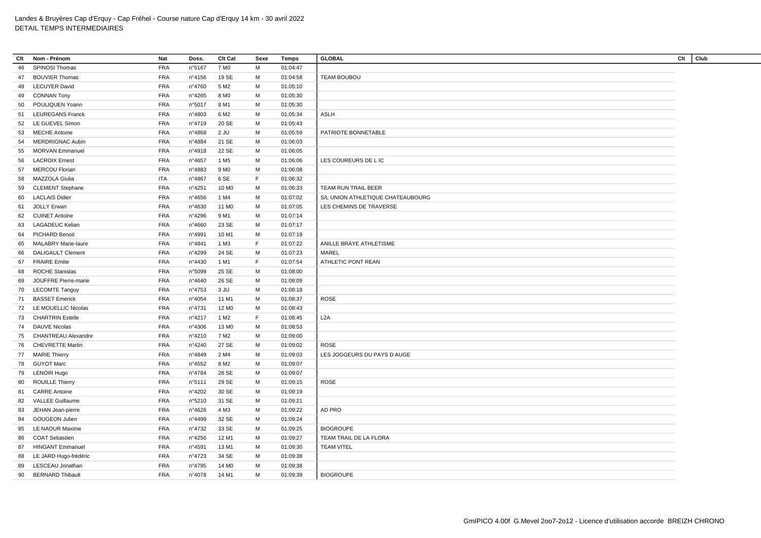Landes & Bruyères Cap d'Erquy - Cap Fréhel - Course nature Cap d'Erquy 14 km - 30 avril 2022
DETAIL TEMPS INTERMEDIAIRES

| Clt | Nom - Prénom | Nat | Doss. | Clt Cat | Sexe | Temps | GLOBAL | Clt | Club |
|---|---|---|---|---|---|---|---|---|---|
| 46 | SPINOSI Thomas | FRA | n°5167 | 7 M0 | M | 01:04:47 | | | |
| 47 | BOUVIER Thomas | FRA | n°4156 | 19 SE | M | 01:04:58 | TEAM BOUBOU | | |
| 48 | LECUYER David | FRA | n°4760 | 5 M2 | M | 01:05:10 | | | |
| 49 | CONNAN Tony | FRA | n°4265 | 8 M0 | M | 01:05:30 | | | |
| 50 | POULIQUEN Yoann | FRA | n°5017 | 8 M1 | M | 01:05:30 | | | |
| 51 | LEUREGANS Franck | FRA | n°4803 | 6 M2 | M | 01:05:34 | ASLH | | |
| 52 | LE GUEVEL Simon | FRA | n°4719 | 20 SE | M | 01:05:43 | | | |
| 53 | MECHE Antoine | FRA | n°4868 | 2 JU | M | 01:05:59 | PATRIOTE BONNETABLE | | |
| 54 | MERDRIGNAC Aubin | FRA | n°4884 | 21 SE | M | 01:06:03 | | | |
| 55 | MORVAN Emmanuel | FRA | n°4918 | 22 SE | M | 01:06:05 | | | |
| 56 | LACROIX Ernest | FRA | n°4657 | 1 M5 | M | 01:06:06 | LES COUREURS DE L IC | | |
| 57 | MERCOU Florian | FRA | n°4883 | 9 M0 | M | 01:06:08 | | | |
| 58 | MAZZOLA Giulia | ITA | n°4867 | 6 SE | F | 01:06:32 | | | |
| 59 | CLEMENT Stephane | FRA | n°4251 | 10 M0 | M | 01:06:33 | TEAM RUN TRAIL BEER | | |
| 60 | LACLAIS Didier | FRA | n°4656 | 1 M4 | M | 01:07:02 | S/L UNION ATHLETIQUE CHATEAUBOURG | | |
| 61 | JOLLY Erwan | FRA | n°4630 | 11 M0 | M | 01:07:05 | LES CHEMINS DE TRAVERSE | | |
| 62 | CUINET Antoine | FRA | n°4296 | 9 M1 | M | 01:07:14 | | | |
| 63 | LAGADEUC Kelian | FRA | n°4660 | 23 SE | M | 01:07:17 | | | |
| 64 | PICHARD Benoit | FRA | n°4991 | 10 M1 | M | 01:07:19 | | | |
| 65 | MALABRY Marie-laure | FRA | n°4841 | 1 M3 | F | 01:07:22 | ANILLE BRAYE ATHLETISME | | |
| 66 | DALIGAULT Clement | FRA | n°4299 | 24 SE | M | 01:07:23 | MAREL | | |
| 67 | FRAIRE Emilie | FRA | n°4430 | 1 M1 | F | 01:07:54 | ATHLETIC PONT REAN | | |
| 68 | ROCHE Stanislas | FRA | n°5099 | 25 SE | M | 01:08:00 | | | |
| 69 | JOUFFRE Pierre-marie | FRA | n°4640 | 26 SE | M | 01:08:09 | | | |
| 70 | LECOMTE Tanguy | FRA | n°4753 | 3 JU | M | 01:08:18 | | | |
| 71 | BASSET Emerick | FRA | n°4054 | 11 M1 | M | 01:08:37 | ROSE | | |
| 72 | LE MOUELLIC Nicolas | FRA | n°4731 | 12 M0 | M | 01:08:43 | | | |
| 73 | CHARTRIN Estelle | FRA | n°4217 | 1 M2 | F | 01:08:45 | L2A | | |
| 74 | DAUVE Nicolas | FRA | n°4306 | 13 M0 | M | 01:08:53 | | | |
| 75 | CHANTREAU Alexandre | FRA | n°4210 | 7 M2 | M | 01:09:00 | | | |
| 76 | CHEVRETTE Martin | FRA | n°4240 | 27 SE | M | 01:09:02 | ROSE | | |
| 77 | MARIE Thierry | FRA | n°4849 | 2 M4 | M | 01:09:03 | LES JOGGEURS DU PAYS D AUGE | | |
| 78 | GUYOT Marc | FRA | n°4552 | 8 M2 | M | 01:09:07 | | | |
| 79 | LENOIR Hugo | FRA | n°4784 | 28 SE | M | 01:09:07 | | | |
| 80 | ROUILLE Thierry | FRA | n°5111 | 29 SE | M | 01:09:15 | ROSE | | |
| 81 | CARRE Antoine | FRA | n°4202 | 30 SE | M | 01:09:19 | | | |
| 82 | VALLEE Guillaume | FRA | n°5210 | 31 SE | M | 01:09:21 | | | |
| 83 | JEHAN Jean-pierre | FRA | n°4626 | 4 M3 | M | 01:09:22 | AD PRO | | |
| 84 | GOUGEON Julien | FRA | n°4499 | 32 SE | M | 01:09:24 | | | |
| 85 | LE NAOUR Maxime | FRA | n°4732 | 33 SE | M | 01:09:25 | BIOGROUPE | | |
| 86 | COAT Sebastien | FRA | n°4256 | 12 M1 | M | 01:09:27 | TEAM TRAIL DE LA FLORA | | |
| 87 | HINGANT Emmanuel | FRA | n°4591 | 13 M1 | M | 01:09:30 | TEAM VITEL | | |
| 88 | LE JARD Hugo-frédéric | FRA | n°4723 | 34 SE | M | 01:09:38 | | | |
| 89 | LESCEAU Jonathan | FRA | n°4795 | 14 M0 | M | 01:09:38 | | | |
| 90 | BERNARD Thibault | FRA | n°4078 | 14 M1 | M | 01:09:39 | BIOGROUPE | | |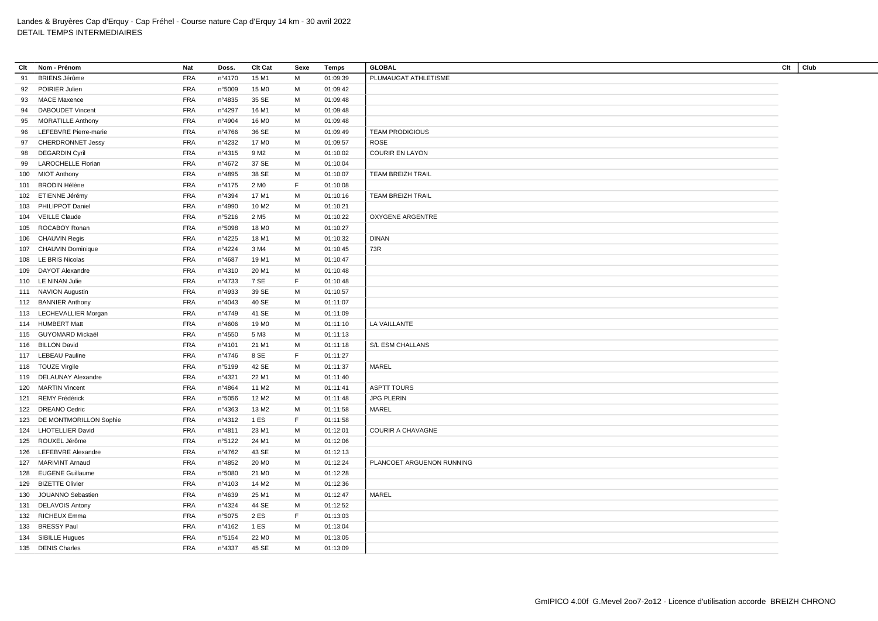Landes & Bruyères Cap d'Erquy - Cap Fréhel - Course nature Cap d'Erquy 14 km - 30 avril 2022
DETAIL TEMPS INTERMEDIAIRES

| Clt | Nom - Prénom | Nat | Doss. | Clt Cat | Sexe | Temps | GLOBAL | Clt | Club |
|---|---|---|---|---|---|---|---|---|---|
| 91 | BRIENS Jérôme | FRA | n°4170 | 15 M1 | M | 01:09:39 | PLUMAUGAT ATHLETISME | | |
| 92 | POIRIER Julien | FRA | n°5009 | 15 M0 | M | 01:09:42 | | | |
| 93 | MACE Maxence | FRA | n°4835 | 35 SE | M | 01:09:48 | | | |
| 94 | DABOUDET Vincent | FRA | n°4297 | 16 M1 | M | 01:09:48 | | | |
| 95 | MORATILLE Anthony | FRA | n°4904 | 16 M0 | M | 01:09:48 | | | |
| 96 | LEFEBVRE Pierre-marie | FRA | n°4766 | 36 SE | M | 01:09:49 | TEAM PRODIGIOUS | | |
| 97 | CHERDRONNET Jessy | FRA | n°4232 | 17 M0 | M | 01:09:57 | ROSE | | |
| 98 | DEGARDIN Cyril | FRA | n°4315 | 9 M2 | M | 01:10:02 | COURIR EN LAYON | | |
| 99 | LAROCHELLE Florian | FRA | n°4672 | 37 SE | M | 01:10:04 | | | |
| 100 | MIOT Anthony | FRA | n°4895 | 38 SE | M | 01:10:07 | TEAM BREIZH TRAIL | | |
| 101 | BRODIN Hélène | FRA | n°4175 | 2 M0 | F | 01:10:08 | | | |
| 102 | ETIENNE Jérémy | FRA | n°4394 | 17 M1 | M | 01:10:16 | TEAM BREIZH TRAIL | | |
| 103 | PHILIPPOT Daniel | FRA | n°4990 | 10 M2 | M | 01:10:21 | | | |
| 104 | VEILLE Claude | FRA | n°5216 | 2 M5 | M | 01:10:22 | OXYGENE ARGENTRE | | |
| 105 | ROCABOY Ronan | FRA | n°5098 | 18 M0 | M | 01:10:27 | | | |
| 106 | CHAUVIN Regis | FRA | n°4225 | 18 M1 | M | 01:10:32 | DINAN | | |
| 107 | CHAUVIN Dominique | FRA | n°4224 | 3 M4 | M | 01:10:45 | 73R | | |
| 108 | LE BRIS Nicolas | FRA | n°4687 | 19 M1 | M | 01:10:47 | | | |
| 109 | DAYOT Alexandre | FRA | n°4310 | 20 M1 | M | 01:10:48 | | | |
| 110 | LE NINAN Julie | FRA | n°4733 | 7 SE | F | 01:10:48 | | | |
| 111 | NAVION Augustin | FRA | n°4933 | 39 SE | M | 01:10:57 | | | |
| 112 | BANNIER Anthony | FRA | n°4043 | 40 SE | M | 01:11:07 | | | |
| 113 | LECHEVALLIER Morgan | FRA | n°4749 | 41 SE | M | 01:11:09 | | | |
| 114 | HUMBERT Matt | FRA | n°4606 | 19 M0 | M | 01:11:10 | LA VAILLANTE | | |
| 115 | GUYOMARD Mickaël | FRA | n°4550 | 5 M3 | M | 01:11:13 | | | |
| 116 | BILLON David | FRA | n°4101 | 21 M1 | M | 01:11:18 | S/L ESM CHALLANS | | |
| 117 | LEBEAU Pauline | FRA | n°4746 | 8 SE | F | 01:11:27 | | | |
| 118 | TOUZE Virgile | FRA | n°5199 | 42 SE | M | 01:11:37 | MAREL | | |
| 119 | DELAUNAY Alexandre | FRA | n°4321 | 22 M1 | M | 01:11:40 | | | |
| 120 | MARTIN Vincent | FRA | n°4864 | 11 M2 | M | 01:11:41 | ASPTT TOURS | | |
| 121 | REMY Frédérick | FRA | n°5056 | 12 M2 | M | 01:11:48 | JPG PLERIN | | |
| 122 | DREANO Cedric | FRA | n°4363 | 13 M2 | M | 01:11:58 | MAREL | | |
| 123 | DE MONTMORILLON Sophie | FRA | n°4312 | 1 ES | F | 01:11:58 | | | |
| 124 | LHOTELLIER David | FRA | n°4811 | 23 M1 | M | 01:12:01 | COURIR A CHAVAGNE | | |
| 125 | ROUXEL Jérôme | FRA | n°5122 | 24 M1 | M | 01:12:06 | | | |
| 126 | LEFEBVRE Alexandre | FRA | n°4762 | 43 SE | M | 01:12:13 | | | |
| 127 | MARIVINT Arnaud | FRA | n°4852 | 20 M0 | M | 01:12:24 | PLANCOET ARGUENON RUNNING | | |
| 128 | EUGENE Guillaume | FRA | n°5080 | 21 M0 | M | 01:12:28 | | | |
| 129 | BIZETTE Olivier | FRA | n°4103 | 14 M2 | M | 01:12:36 | | | |
| 130 | JOUANNO Sebastien | FRA | n°4639 | 25 M1 | M | 01:12:47 | MAREL | | |
| 131 | DELAVOIS Antony | FRA | n°4324 | 44 SE | M | 01:12:52 | | | |
| 132 | RICHEUX Emma | FRA | n°5075 | 2 ES | F | 01:13:03 | | | |
| 133 | BRESSY Paul | FRA | n°4162 | 1 ES | M | 01:13:04 | | | |
| 134 | SIBILLE Hugues | FRA | n°5154 | 22 M0 | M | 01:13:05 | | | |
| 135 | DENIS Charles | FRA | n°4337 | 45 SE | M | 01:13:09 | | | |

GmIPICO 4.00f G.Mevel 2oo7-2o12 - Licence d'utilisation accorde BREIZH CHRONO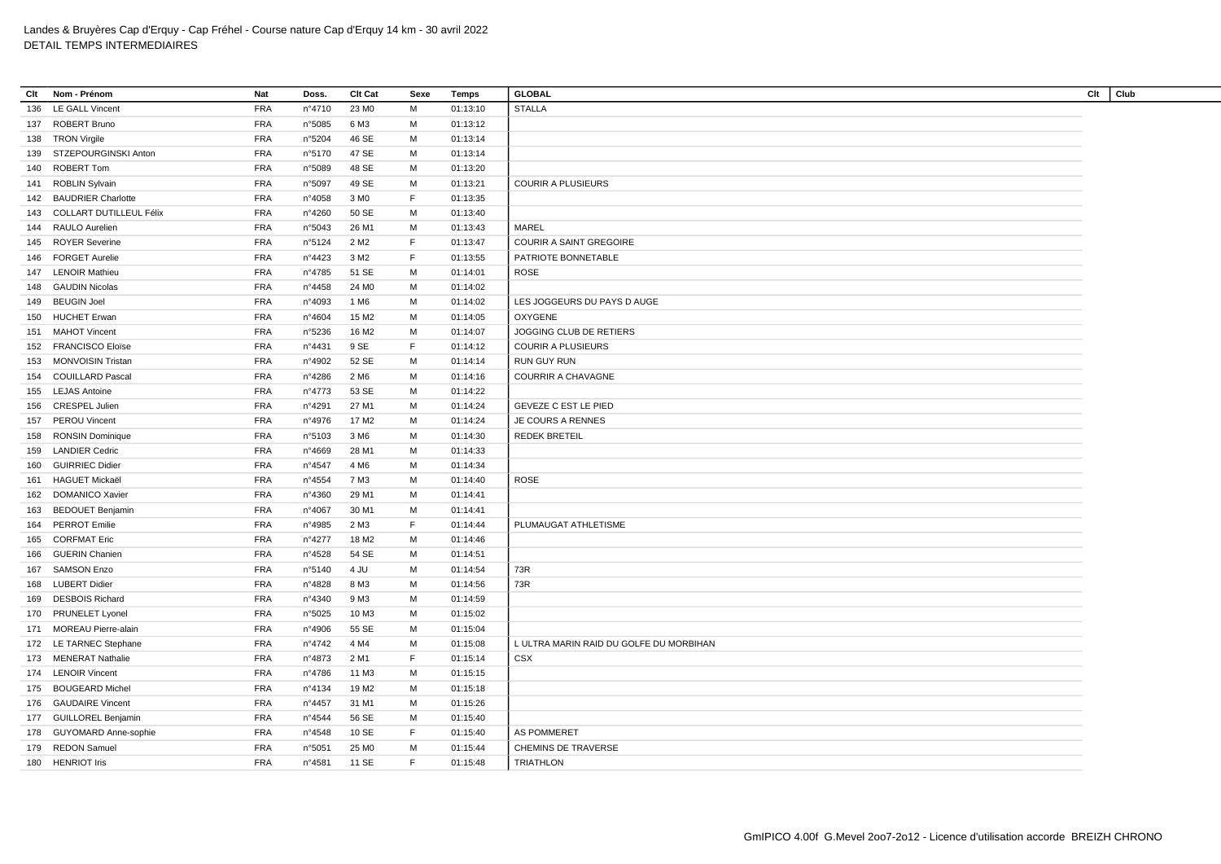Landes & Bruyères Cap d'Erquy - Cap Fréhel - Course nature Cap d'Erquy 14 km - 30 avril 2022
DETAIL TEMPS INTERMEDIAIRES

| Clt | Nom - Prénom | Nat | Doss. | Clt Cat | Sexe | Temps | GLOBAL | Clt | Club |
|---|---|---|---|---|---|---|---|---|---|
| 136 | LE GALL Vincent | FRA | n°4710 | 23 M0 | M | 01:13:10 | STALLA | | |
| 137 | ROBERT Bruno | FRA | n°5085 | 6 M3 | M | 01:13:12 | | | |
| 138 | TRON Virgile | FRA | n°5204 | 46 SE | M | 01:13:14 | | | |
| 139 | STZEPOURGINSKI Anton | FRA | n°5170 | 47 SE | M | 01:13:14 | | | |
| 140 | ROBERT Tom | FRA | n°5089 | 48 SE | M | 01:13:20 | | | |
| 141 | ROBLIN Sylvain | FRA | n°5097 | 49 SE | M | 01:13:21 | COURIR A PLUSIEURS | | |
| 142 | BAUDRIER Charlotte | FRA | n°4058 | 3 M0 | F | 01:13:35 | | | |
| 143 | COLLART DUTILLEUL Félix | FRA | n°4260 | 50 SE | M | 01:13:40 | | | |
| 144 | RAULO Aurelien | FRA | n°5043 | 26 M1 | M | 01:13:43 | MAREL | | |
| 145 | ROYER Severine | FRA | n°5124 | 2 M2 | F | 01:13:47 | COURIR A SAINT GREGOIRE | | |
| 146 | FORGET Aurelie | FRA | n°4423 | 3 M2 | F | 01:13:55 | PATRIOTE BONNETABLE | | |
| 147 | LENOIR Mathieu | FRA | n°4785 | 51 SE | M | 01:14:01 | ROSE | | |
| 148 | GAUDIN Nicolas | FRA | n°4458 | 24 M0 | M | 01:14:02 | | | |
| 149 | BEUGIN Joel | FRA | n°4093 | 1 M6 | M | 01:14:02 | LES JOGGEURS DU PAYS D AUGE | | |
| 150 | HUCHET Erwan | FRA | n°4604 | 15 M2 | M | 01:14:05 | OXYGENE | | |
| 151 | MAHOT Vincent | FRA | n°5236 | 16 M2 | M | 01:14:07 | JOGGING CLUB DE RETIERS | | |
| 152 | FRANCISCO Eloïse | FRA | n°4431 | 9 SE | F | 01:14:12 | COURIR A PLUSIEURS | | |
| 153 | MONVOISIN Tristan | FRA | n°4902 | 52 SE | M | 01:14:14 | RUN GUY RUN | | |
| 154 | COUILLARD Pascal | FRA | n°4286 | 2 M6 | M | 01:14:16 | COURRIR A CHAVAGNE | | |
| 155 | LEJAS Antoine | FRA | n°4773 | 53 SE | M | 01:14:22 | | | |
| 156 | CRESPEL Julien | FRA | n°4291 | 27 M1 | M | 01:14:24 | GEVEZE C EST LE PIED | | |
| 157 | PEROU Vincent | FRA | n°4976 | 17 M2 | M | 01:14:24 | JE COURS A RENNES | | |
| 158 | RONSIN Dominique | FRA | n°5103 | 3 M6 | M | 01:14:30 | REDEK BRETEIL | | |
| 159 | LANDIER Cedric | FRA | n°4669 | 28 M1 | M | 01:14:33 | | | |
| 160 | GUIRRIEC Didier | FRA | n°4547 | 4 M6 | M | 01:14:34 | | | |
| 161 | HAGUET Mickaël | FRA | n°4554 | 7 M3 | M | 01:14:40 | ROSE | | |
| 162 | DOMANICO Xavier | FRA | n°4360 | 29 M1 | M | 01:14:41 | | | |
| 163 | BEDOUET Benjamin | FRA | n°4067 | 30 M1 | M | 01:14:41 | | | |
| 164 | PERROT Emilie | FRA | n°4985 | 2 M3 | F | 01:14:44 | PLUMAUGAT ATHLETISME | | |
| 165 | CORFMAT Eric | FRA | n°4277 | 18 M2 | M | 01:14:46 | | | |
| 166 | GUERIN Chanien | FRA | n°4528 | 54 SE | M | 01:14:51 | | | |
| 167 | SAMSON Enzo | FRA | n°5140 | 4 JU | M | 01:14:54 | 73R | | |
| 168 | LUBERT Didier | FRA | n°4828 | 8 M3 | M | 01:14:56 | 73R | | |
| 169 | DESBOIS Richard | FRA | n°4340 | 9 M3 | M | 01:14:59 | | | |
| 170 | PRUNELET Lyonel | FRA | n°5025 | 10 M3 | M | 01:15:02 | | | |
| 171 | MOREAU Pierre-alain | FRA | n°4906 | 55 SE | M | 01:15:04 | | | |
| 172 | LE TARNEC Stephane | FRA | n°4742 | 4 M4 | M | 01:15:08 | L ULTRA MARIN RAID DU GOLFE DU MORBIHAN | | |
| 173 | MENERAT Nathalie | FRA | n°4873 | 2 M1 | F | 01:15:14 | CSX | | |
| 174 | LENOIR Vincent | FRA | n°4786 | 11 M3 | M | 01:15:15 | | | |
| 175 | BOUGEARD Michel | FRA | n°4134 | 19 M2 | M | 01:15:18 | | | |
| 176 | GAUDAIRE Vincent | FRA | n°4457 | 31 M1 | M | 01:15:26 | | | |
| 177 | GUILLOREL Benjamin | FRA | n°4544 | 56 SE | M | 01:15:40 | | | |
| 178 | GUYOMARD Anne-sophie | FRA | n°4548 | 10 SE | F | 01:15:40 | AS POMMERET | | |
| 179 | REDON Samuel | FRA | n°5051 | 25 M0 | M | 01:15:44 | CHEMINS DE TRAVERSE | | |
| 180 | HENRIOT Iris | FRA | n°4581 | 11 SE | F | 01:15:48 | TRIATHLON | | |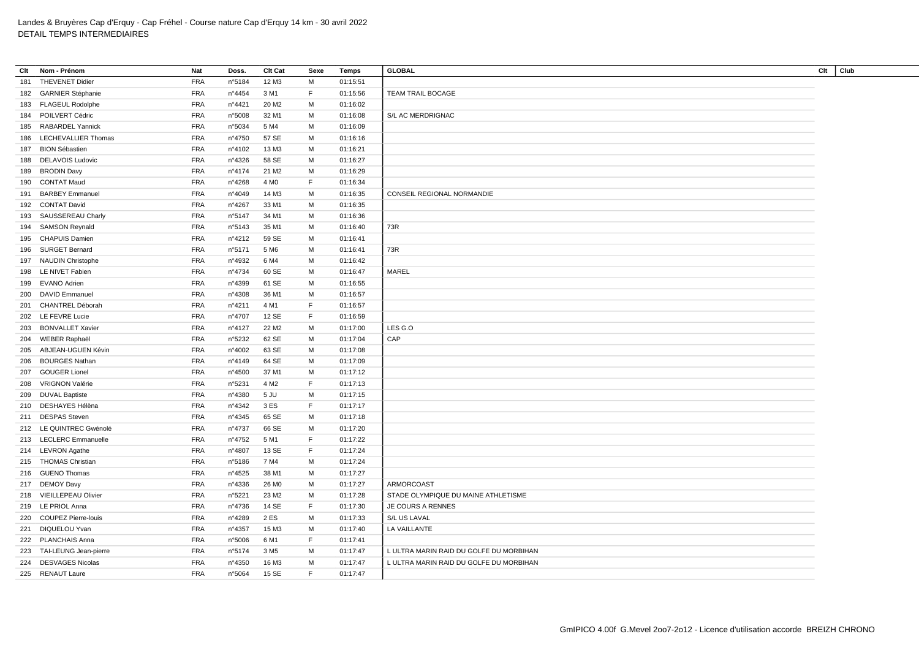Landes & Bruyères Cap d'Erquy - Cap Fréhel - Course nature Cap d'Erquy 14 km - 30 avril 2022
DETAIL TEMPS INTERMEDIAIRES

| Clt | Nom - Prénom | Nat | Doss. | Clt Cat | Sexe | Temps | GLOBAL | Clt | Club |
|---|---|---|---|---|---|---|---|---|---|
| 181 | THEVENET Didier | FRA | n°5184 | 12 M3 | M | 01:15:51 | | | |
| 182 | GARNIER Stéphanie | FRA | n°4454 | 3 M1 | F | 01:15:56 | TEAM TRAIL BOCAGE | | |
| 183 | FLAGEUL Rodolphe | FRA | n°4421 | 20 M2 | M | 01:16:02 | | | |
| 184 | POILVERT Cédric | FRA | n°5008 | 32 M1 | M | 01:16:08 | S/L AC MERDRIGNAC | | |
| 185 | RABARDEL Yannick | FRA | n°5034 | 5 M4 | M | 01:16:09 | | | |
| 186 | LECHEVALLIER Thomas | FRA | n°4750 | 57 SE | M | 01:16:16 | | | |
| 187 | BION Sébastien | FRA | n°4102 | 13 M3 | M | 01:16:21 | | | |
| 188 | DELAVOIS Ludovic | FRA | n°4326 | 58 SE | M | 01:16:27 | | | |
| 189 | BRODIN Davy | FRA | n°4174 | 21 M2 | M | 01:16:29 | | | |
| 190 | CONTAT Maud | FRA | n°4268 | 4 M0 | F | 01:16:34 | | | |
| 191 | BARBEY Emmanuel | FRA | n°4049 | 14 M3 | M | 01:16:35 | CONSEIL REGIONAL NORMANDIE | | |
| 192 | CONTAT David | FRA | n°4267 | 33 M1 | M | 01:16:35 | | | |
| 193 | SAUSSEREAU Charly | FRA | n°5147 | 34 M1 | M | 01:16:36 | | | |
| 194 | SAMSON Reynald | FRA | n°5143 | 35 M1 | M | 01:16:40 | 73R | | |
| 195 | CHAPUIS Damien | FRA | n°4212 | 59 SE | M | 01:16:41 | | | |
| 196 | SURGET Bernard | FRA | n°5171 | 5 M6 | M | 01:16:41 | 73R | | |
| 197 | NAUDIN Christophe | FRA | n°4932 | 6 M4 | M | 01:16:42 | | | |
| 198 | LE NIVET Fabien | FRA | n°4734 | 60 SE | M | 01:16:47 | MAREL | | |
| 199 | EVANO Adrien | FRA | n°4399 | 61 SE | M | 01:16:55 | | | |
| 200 | DAVID Emmanuel | FRA | n°4308 | 36 M1 | M | 01:16:57 | | | |
| 201 | CHANTREL Déborah | FRA | n°4211 | 4 M1 | F | 01:16:57 | | | |
| 202 | LE FEVRE Lucie | FRA | n°4707 | 12 SE | F | 01:16:59 | | | |
| 203 | BONVALLET Xavier | FRA | n°4127 | 22 M2 | M | 01:17:00 | LES G.O | | |
| 204 | WEBER Raphaël | FRA | n°5232 | 62 SE | M | 01:17:04 | CAP | | |
| 205 | ABJEAN-UGUEN Kévin | FRA | n°4002 | 63 SE | M | 01:17:08 | | | |
| 206 | BOURGES Nathan | FRA | n°4149 | 64 SE | M | 01:17:09 | | | |
| 207 | GOUGER Lionel | FRA | n°4500 | 37 M1 | M | 01:17:12 | | | |
| 208 | VRIGNON Valérie | FRA | n°5231 | 4 M2 | F | 01:17:13 | | | |
| 209 | DUVAL Baptiste | FRA | n°4380 | 5 JU | M | 01:17:15 | | | |
| 210 | DESHAYES Hélèna | FRA | n°4342 | 3 ES | F | 01:17:17 | | | |
| 211 | DESPAS Steven | FRA | n°4345 | 65 SE | M | 01:17:18 | | | |
| 212 | LE QUINTREC Gwénolé | FRA | n°4737 | 66 SE | M | 01:17:20 | | | |
| 213 | LECLERC Emmanuelle | FRA | n°4752 | 5 M1 | F | 01:17:22 | | | |
| 214 | LEVRON Agathe | FRA | n°4807 | 13 SE | F | 01:17:24 | | | |
| 215 | THOMAS Christian | FRA | n°5186 | 7 M4 | M | 01:17:24 | | | |
| 216 | GUENO Thomas | FRA | n°4525 | 38 M1 | M | 01:17:27 | | | |
| 217 | DEMOY Davy | FRA | n°4336 | 26 M0 | M | 01:17:27 | ARMORCOAST | | |
| 218 | VIEILLEPEAU Olivier | FRA | n°5221 | 23 M2 | M | 01:17:28 | STADE OLYMPIQUE DU MAINE ATHLETISME | | |
| 219 | LE PRIOL Anna | FRA | n°4736 | 14 SE | F | 01:17:30 | JE COURS A RENNES | | |
| 220 | COUPEZ Pierre-louis | FRA | n°4289 | 2 ES | M | 01:17:33 | S/L US LAVAL | | |
| 221 | DIQUELOU Yvan | FRA | n°4357 | 15 M3 | M | 01:17:40 | LA VAILLANTE | | |
| 222 | PLANCHAIS Anna | FRA | n°5006 | 6 M1 | F | 01:17:41 | | | |
| 223 | TAI-LEUNG Jean-pierre | FRA | n°5174 | 3 M5 | M | 01:17:47 | L ULTRA MARIN RAID DU GOLFE DU MORBIHAN | | |
| 224 | DESVAGES Nicolas | FRA | n°4350 | 16 M3 | M | 01:17:47 | L ULTRA MARIN RAID DU GOLFE DU MORBIHAN | | |
| 225 | RENAUT Laure | FRA | n°5064 | 15 SE | F | 01:17:47 | | | |

GmIPICO 4.00f G.Mevel 2oo7-2o12 - Licence d'utilisation accorde BREIZH CHRONO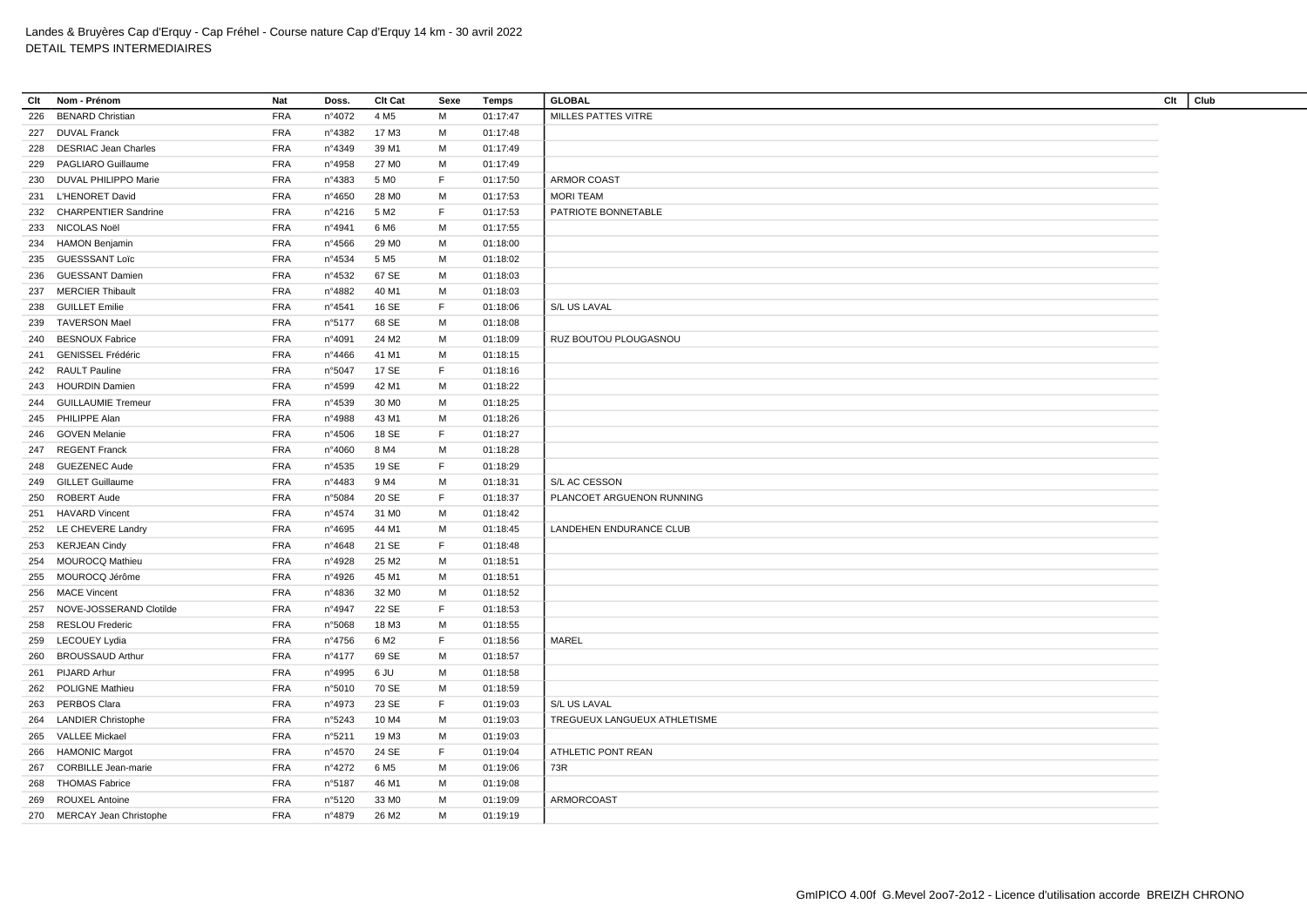Landes & Bruyères Cap d'Erquy - Cap Fréhel - Course nature Cap d'Erquy 14 km - 30 avril 2022
DETAIL TEMPS INTERMEDIAIRES

| Clt | Nom - Prénom | Nat | Doss. | Clt Cat | Sexe | Temps | GLOBAL | Clt | Club |
|---|---|---|---|---|---|---|---|---|---|
| 226 | BENARD Christian | FRA | n°4072 | 4 M5 | M | 01:17:47 | MILLES PATTES VITRE | | |
| 227 | DUVAL Franck | FRA | n°4382 | 17 M3 | M | 01:17:48 | | | |
| 228 | DESRIAC Jean Charles | FRA | n°4349 | 39 M1 | M | 01:17:49 | | | |
| 229 | PAGLIARO Guillaume | FRA | n°4958 | 27 M0 | M | 01:17:49 | | | |
| 230 | DUVAL PHILIPPO Marie | FRA | n°4383 | 5 M0 | F | 01:17:50 | ARMOR COAST | | |
| 231 | L'HENORET David | FRA | n°4650 | 28 M0 | M | 01:17:53 | MORI TEAM | | |
| 232 | CHARPENTIER Sandrine | FRA | n°4216 | 5 M2 | F | 01:17:53 | PATRIOTE BONNETABLE | | |
| 233 | NICOLAS Noël | FRA | n°4941 | 6 M6 | M | 01:17:55 | | | |
| 234 | HAMON Benjamin | FRA | n°4566 | 29 M0 | M | 01:18:00 | | | |
| 235 | GUESSSANT Loïc | FRA | n°4534 | 5 M5 | M | 01:18:02 | | | |
| 236 | GUESSANT Damien | FRA | n°4532 | 67 SE | M | 01:18:03 | | | |
| 237 | MERCIER Thibault | FRA | n°4882 | 40 M1 | M | 01:18:03 | | | |
| 238 | GUILLET Emilie | FRA | n°4541 | 16 SE | F | 01:18:06 | S/L US LAVAL | | |
| 239 | TAVERSON Mael | FRA | n°5177 | 68 SE | M | 01:18:08 | | | |
| 240 | BESNOUX Fabrice | FRA | n°4091 | 24 M2 | M | 01:18:09 | RUZ BOUTOU PLOUGASNOU | | |
| 241 | GENISSEL Frédéric | FRA | n°4466 | 41 M1 | M | 01:18:15 | | | |
| 242 | RAULT Pauline | FRA | n°5047 | 17 SE | F | 01:18:16 | | | |
| 243 | HOURDIN Damien | FRA | n°4599 | 42 M1 | M | 01:18:22 | | | |
| 244 | GUILLAUMIE Tremeur | FRA | n°4539 | 30 M0 | M | 01:18:25 | | | |
| 245 | PHILIPPE Alan | FRA | n°4988 | 43 M1 | M | 01:18:26 | | | |
| 246 | GOVEN Melanie | FRA | n°4506 | 18 SE | F | 01:18:27 | | | |
| 247 | REGENT Franck | FRA | n°4060 | 8 M4 | M | 01:18:28 | | | |
| 248 | GUEZENEC Aude | FRA | n°4535 | 19 SE | F | 01:18:29 | | | |
| 249 | GILLET Guillaume | FRA | n°4483 | 9 M4 | M | 01:18:31 | S/L AC CESSON | | |
| 250 | ROBERT Aude | FRA | n°5084 | 20 SE | F | 01:18:37 | PLANCOET ARGUENON RUNNING | | |
| 251 | HAVARD Vincent | FRA | n°4574 | 31 M0 | M | 01:18:42 | | | |
| 252 | LE CHEVERE Landry | FRA | n°4695 | 44 M1 | M | 01:18:45 | LANDEHEN ENDURANCE CLUB | | |
| 253 | KERJEAN Cindy | FRA | n°4648 | 21 SE | F | 01:18:48 | | | |
| 254 | MOUROCQ Mathieu | FRA | n°4928 | 25 M2 | M | 01:18:51 | | | |
| 255 | MOUROCQ Jérôme | FRA | n°4926 | 45 M1 | M | 01:18:51 | | | |
| 256 | MACE Vincent | FRA | n°4836 | 32 M0 | M | 01:18:52 | | | |
| 257 | NOVE-JOSSERAND Clotilde | FRA | n°4947 | 22 SE | F | 01:18:53 | | | |
| 258 | RESLOU Frederic | FRA | n°5068 | 18 M3 | M | 01:18:55 | | | |
| 259 | LECOUEY Lydia | FRA | n°4756 | 6 M2 | F | 01:18:56 | MAREL | | |
| 260 | BROUSSAUD Arthur | FRA | n°4177 | 69 SE | M | 01:18:57 | | | |
| 261 | PIJARD Arhur | FRA | n°4995 | 6 JU | M | 01:18:58 | | | |
| 262 | POLIGNE Mathieu | FRA | n°5010 | 70 SE | M | 01:18:59 | | | |
| 263 | PERBOS Clara | FRA | n°4973 | 23 SE | F | 01:19:03 | S/L US LAVAL | | |
| 264 | LANDIER Christophe | FRA | n°5243 | 10 M4 | M | 01:19:03 | TREGUEUX LANGUEUX ATHLETISME | | |
| 265 | VALLEE Mickael | FRA | n°5211 | 19 M3 | M | 01:19:03 | | | |
| 266 | HAMONIC Margot | FRA | n°4570 | 24 SE | F | 01:19:04 | ATHLETIC PONT REAN | | |
| 267 | CORBILLE Jean-marie | FRA | n°4272 | 6 M5 | M | 01:19:06 | 73R | | |
| 268 | THOMAS Fabrice | FRA | n°5187 | 46 M1 | M | 01:19:08 | | | |
| 269 | ROUXEL Antoine | FRA | n°5120 | 33 M0 | M | 01:19:09 | ARMORCOAST | | |
| 270 | MERCAY Jean Christophe | FRA | n°4879 | 26 M2 | M | 01:19:19 | | | |

GmIPICO 4.00f G.Mevel 2oo7-2o12 - Licence d'utilisation accorde BREIZH CHRONO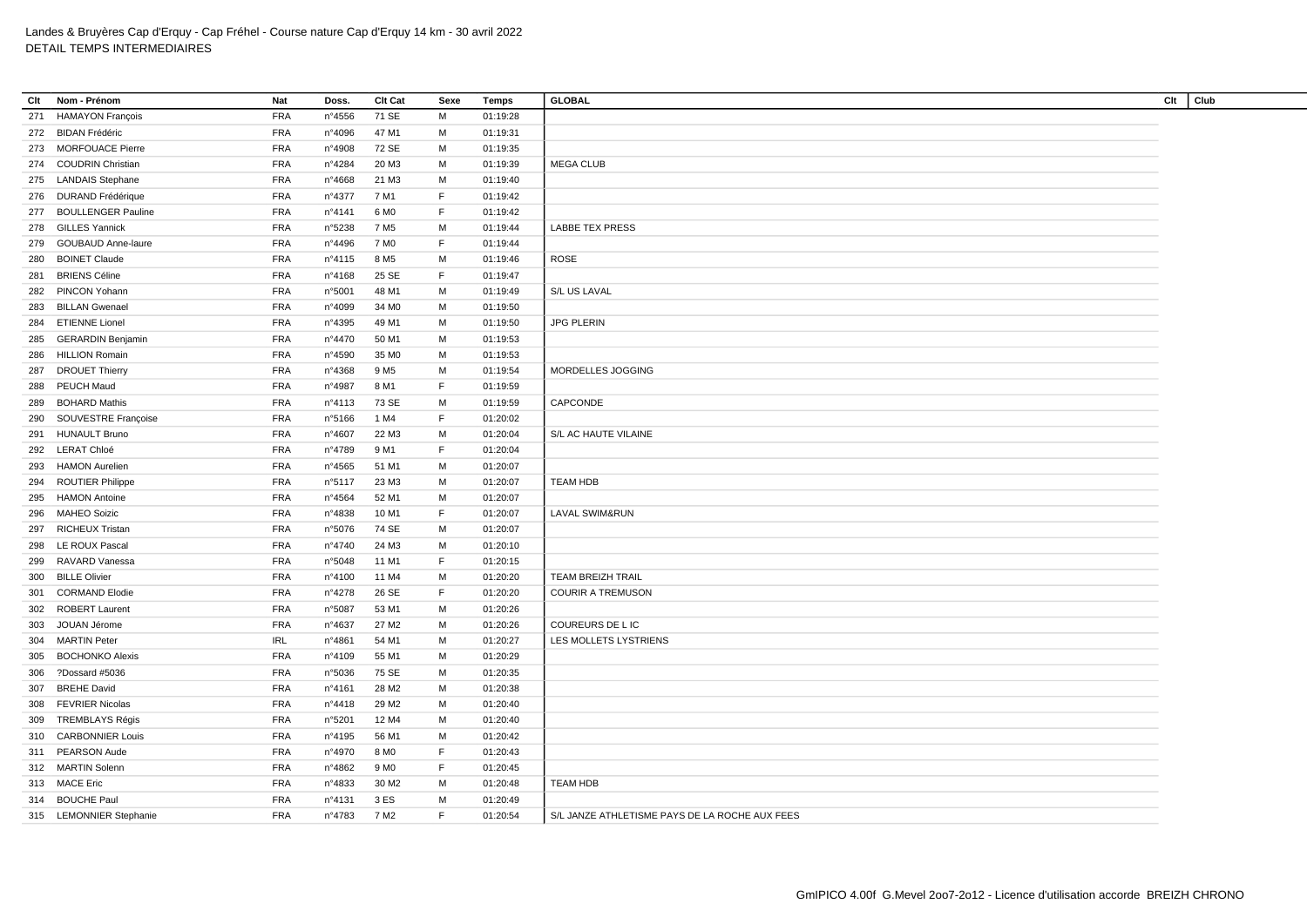Landes & Bruyères Cap d'Erquy - Cap Fréhel - Course nature Cap d'Erquy 14 km - 30 avril 2022
DETAIL TEMPS INTERMEDIAIRES

| Clt | Nom - Prénom | Nat | Doss. | Clt Cat | Sexe | Temps | GLOBAL | Clt | Club |
|---|---|---|---|---|---|---|---|---|---|
| 271 | HAMAYON François | FRA | n°4556 | 71 SE | M | 01:19:28 | | | |
| 272 | BIDAN Frédéric | FRA | n°4096 | 47 M1 | M | 01:19:31 | | | |
| 273 | MORFOUACE Pierre | FRA | n°4908 | 72 SE | M | 01:19:35 | | | |
| 274 | COUDRIN Christian | FRA | n°4284 | 20 M3 | M | 01:19:39 | MEGA CLUB | | |
| 275 | LANDAIS Stephane | FRA | n°4668 | 21 M3 | M | 01:19:40 | | | |
| 276 | DURAND Frédérique | FRA | n°4377 | 7 M1 | F | 01:19:42 | | | |
| 277 | BOULLENGER Pauline | FRA | n°4141 | 6 M0 | F | 01:19:42 | | | |
| 278 | GILLES Yannick | FRA | n°5238 | 7 M5 | M | 01:19:44 | LABBE TEX PRESS | | |
| 279 | GOUBAUD Anne-laure | FRA | n°4496 | 7 M0 | F | 01:19:44 | | | |
| 280 | BOINET Claude | FRA | n°4115 | 8 M5 | M | 01:19:46 | ROSE | | |
| 281 | BRIENS Céline | FRA | n°4168 | 25 SE | F | 01:19:47 | | | |
| 282 | PINCON Yohann | FRA | n°5001 | 48 M1 | M | 01:19:49 | S/L US LAVAL | | |
| 283 | BILLAN Gwenael | FRA | n°4099 | 34 M0 | M | 01:19:50 | | | |
| 284 | ETIENNE Lionel | FRA | n°4395 | 49 M1 | M | 01:19:50 | JPG PLERIN | | |
| 285 | GERARDIN Benjamin | FRA | n°4470 | 50 M1 | M | 01:19:53 | | | |
| 286 | HILLION Romain | FRA | n°4590 | 35 M0 | M | 01:19:53 | | | |
| 287 | DROUET Thierry | FRA | n°4368 | 9 M5 | M | 01:19:54 | MORDELLES JOGGING | | |
| 288 | PEUCH Maud | FRA | n°4987 | 8 M1 | F | 01:19:59 | | | |
| 289 | BOHARD Mathis | FRA | n°4113 | 73 SE | M | 01:19:59 | CAPCONDE | | |
| 290 | SOUVESTRE Françoise | FRA | n°5166 | 1 M4 | F | 01:20:02 | | | |
| 291 | HUNAULT Bruno | FRA | n°4607 | 22 M3 | M | 01:20:04 | S/L AC HAUTE VILAINE | | |
| 292 | LERAT Chloé | FRA | n°4789 | 9 M1 | F | 01:20:04 | | | |
| 293 | HAMON Aurelien | FRA | n°4565 | 51 M1 | M | 01:20:07 | | | |
| 294 | ROUTIER Philippe | FRA | n°5117 | 23 M3 | M | 01:20:07 | TEAM HDB | | |
| 295 | HAMON Antoine | FRA | n°4564 | 52 M1 | M | 01:20:07 | | | |
| 296 | MAHEO Soizic | FRA | n°4838 | 10 M1 | F | 01:20:07 | LAVAL SWIM&RUN | | |
| 297 | RICHEUX Tristan | FRA | n°5076 | 74 SE | M | 01:20:07 | | | |
| 298 | LE ROUX Pascal | FRA | n°4740 | 24 M3 | M | 01:20:10 | | | |
| 299 | RAVARD Vanessa | FRA | n°5048 | 11 M1 | F | 01:20:15 | | | |
| 300 | BILLE Olivier | FRA | n°4100 | 11 M4 | M | 01:20:20 | TEAM BREIZH TRAIL | | |
| 301 | CORMAND Elodie | FRA | n°4278 | 26 SE | F | 01:20:20 | COURIR A TREMUSON | | |
| 302 | ROBERT Laurent | FRA | n°5087 | 53 M1 | M | 01:20:26 | | | |
| 303 | JOUAN Jérome | FRA | n°4637 | 27 M2 | M | 01:20:26 | COUREURS DE L IC | | |
| 304 | MARTIN Peter | IRL | n°4861 | 54 M1 | M | 01:20:27 | LES MOLLETS LYSTRIENS | | |
| 305 | BOCHONKO Alexis | FRA | n°4109 | 55 M1 | M | 01:20:29 | | | |
| 306 | ?Dossard #5036 | FRA | n°5036 | 75 SE | M | 01:20:35 | | | |
| 307 | BREHE David | FRA | n°4161 | 28 M2 | M | 01:20:38 | | | |
| 308 | FEVRIER Nicolas | FRA | n°4418 | 29 M2 | M | 01:20:40 | | | |
| 309 | TREMBLAYS Régis | FRA | n°5201 | 12 M4 | M | 01:20:40 | | | |
| 310 | CARBONNIER Louis | FRA | n°4195 | 56 M1 | M | 01:20:42 | | | |
| 311 | PEARSON Aude | FRA | n°4970 | 8 M0 | F | 01:20:43 | | | |
| 312 | MARTIN Solenn | FRA | n°4862 | 9 M0 | F | 01:20:45 | | | |
| 313 | MACE Eric | FRA | n°4833 | 30 M2 | M | 01:20:48 | TEAM HDB | | |
| 314 | BOUCHE Paul | FRA | n°4131 | 3 ES | M | 01:20:49 | | | |
| 315 | LEMONNIER Stephanie | FRA | n°4783 | 7 M2 | F | 01:20:54 | S/L JANZE ATHLETISME PAYS DE LA ROCHE AUX FEES | | |

GmIPICO 4.00f G.Mevel 2oo7-2o12 - Licence d'utilisation accorde BREIZH CHRONO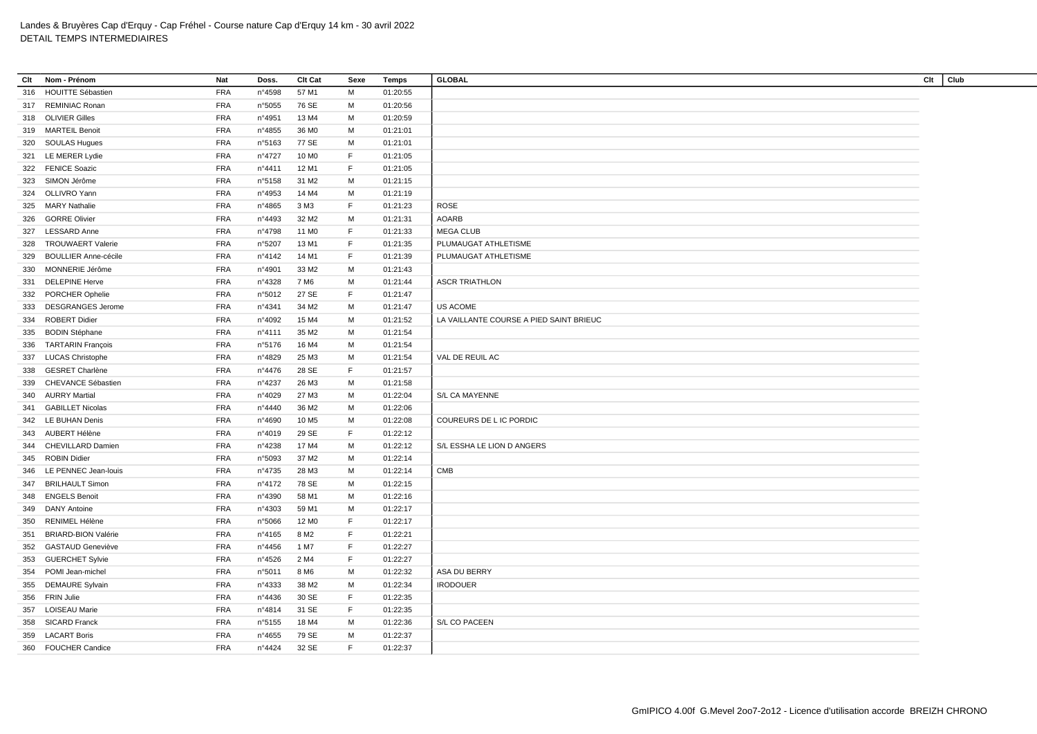Landes & Bruyères Cap d'Erquy - Cap Fréhel - Course nature Cap d'Erquy 14 km - 30 avril 2022
DETAIL TEMPS INTERMEDIAIRES

| Clt | Nom - Prénom | Nat | Doss. | Clt Cat | Sexe | Temps | GLOBAL | Clt | Club |
|---|---|---|---|---|---|---|---|---|---|
| 316 | HOUITTE Sébastien | FRA | n°4598 | 57 M1 | M | 01:20:55 | | | |
| 317 | REMINIAC Ronan | FRA | n°5055 | 76 SE | M | 01:20:56 | | | |
| 318 | OLIVIER Gilles | FRA | n°4951 | 13 M4 | M | 01:20:59 | | | |
| 319 | MARTEIL Benoit | FRA | n°4855 | 36 M0 | M | 01:21:01 | | | |
| 320 | SOULAS Hugues | FRA | n°5163 | 77 SE | M | 01:21:01 | | | |
| 321 | LE MERER Lydie | FRA | n°4727 | 10 M0 | F | 01:21:05 | | | |
| 322 | FENICE Soazic | FRA | n°4411 | 12 M1 | F | 01:21:05 | | | |
| 323 | SIMON Jérôme | FRA | n°5158 | 31 M2 | M | 01:21:15 | | | |
| 324 | OLLIVRO Yann | FRA | n°4953 | 14 M4 | M | 01:21:19 | | | |
| 325 | MARY Nathalie | FRA | n°4865 | 3 M3 | F | 01:21:23 | ROSE | | |
| 326 | GORRE Olivier | FRA | n°4493 | 32 M2 | M | 01:21:31 | AOARB | | |
| 327 | LESSARD Anne | FRA | n°4798 | 11 M0 | F | 01:21:33 | MEGA CLUB | | |
| 328 | TROUWAERT Valerie | FRA | n°5207 | 13 M1 | F | 01:21:35 | PLUMAUGAT ATHLETISME | | |
| 329 | BOULLIER Anne-cécile | FRA | n°4142 | 14 M1 | F | 01:21:39 | PLUMAUGAT ATHLETISME | | |
| 330 | MONNERIE Jérôme | FRA | n°4901 | 33 M2 | M | 01:21:43 | | | |
| 331 | DELEPINE Herve | FRA | n°4328 | 7 M6 | M | 01:21:44 | ASCR TRIATHLON | | |
| 332 | PORCHER Ophelie | FRA | n°5012 | 27 SE | F | 01:21:47 | | | |
| 333 | DESGRANGES Jerome | FRA | n°4341 | 34 M2 | M | 01:21:47 | US ACOME | | |
| 334 | ROBERT Didier | FRA | n°4092 | 15 M4 | M | 01:21:52 | LA VAILLANTE COURSE A PIED SAINT BRIEUC | | |
| 335 | BODIN Stéphane | FRA | n°4111 | 35 M2 | M | 01:21:54 | | | |
| 336 | TARTARIN François | FRA | n°5176 | 16 M4 | M | 01:21:54 | | | |
| 337 | LUCAS Christophe | FRA | n°4829 | 25 M3 | M | 01:21:54 | VAL DE REUIL AC | | |
| 338 | GESRET Charlène | FRA | n°4476 | 28 SE | F | 01:21:57 | | | |
| 339 | CHEVANCE Sébastien | FRA | n°4237 | 26 M3 | M | 01:21:58 | | | |
| 340 | AURRY Martial | FRA | n°4029 | 27 M3 | M | 01:22:04 | S/L CA MAYENNE | | |
| 341 | GABILLET Nicolas | FRA | n°4440 | 36 M2 | M | 01:22:06 | | | |
| 342 | LE BUHAN Denis | FRA | n°4690 | 10 M5 | M | 01:22:08 | COUREURS DE L IC PORDIC | | |
| 343 | AUBERT Hélène | FRA | n°4019 | 29 SE | F | 01:22:12 | | | |
| 344 | CHEVILLARD Damien | FRA | n°4238 | 17 M4 | M | 01:22:12 | S/L ESSHA LE LION D ANGERS | | |
| 345 | ROBIN Didier | FRA | n°5093 | 37 M2 | M | 01:22:14 | | | |
| 346 | LE PENNEC Jean-louis | FRA | n°4735 | 28 M3 | M | 01:22:14 | CMB | | |
| 347 | BRILHAULT Simon | FRA | n°4172 | 78 SE | M | 01:22:15 | | | |
| 348 | ENGELS Benoit | FRA | n°4390 | 58 M1 | M | 01:22:16 | | | |
| 349 | DANY Antoine | FRA | n°4303 | 59 M1 | M | 01:22:17 | | | |
| 350 | RENIMEL Hélène | FRA | n°5066 | 12 M0 | F | 01:22:17 | | | |
| 351 | BRIARD-BION Valérie | FRA | n°4165 | 8 M2 | F | 01:22:21 | | | |
| 352 | GASTAUD Geneviève | FRA | n°4456 | 1 M7 | F | 01:22:27 | | | |
| 353 | GUERCHET Sylvie | FRA | n°4526 | 2 M4 | F | 01:22:27 | | | |
| 354 | POMI Jean-michel | FRA | n°5011 | 8 M6 | M | 01:22:32 | ASA DU BERRY | | |
| 355 | DEMAURE Sylvain | FRA | n°4333 | 38 M2 | M | 01:22:34 | IRODOUER | | |
| 356 | FRIN Julie | FRA | n°4436 | 30 SE | F | 01:22:35 | | | |
| 357 | LOISEAU Marie | FRA | n°4814 | 31 SE | F | 01:22:35 | | | |
| 358 | SICARD Franck | FRA | n°5155 | 18 M4 | M | 01:22:36 | S/L CO PACEEN | | |
| 359 | LACART Boris | FRA | n°4655 | 79 SE | M | 01:22:37 | | | |
| 360 | FOUCHER Candice | FRA | n°4424 | 32 SE | F | 01:22:37 | | | |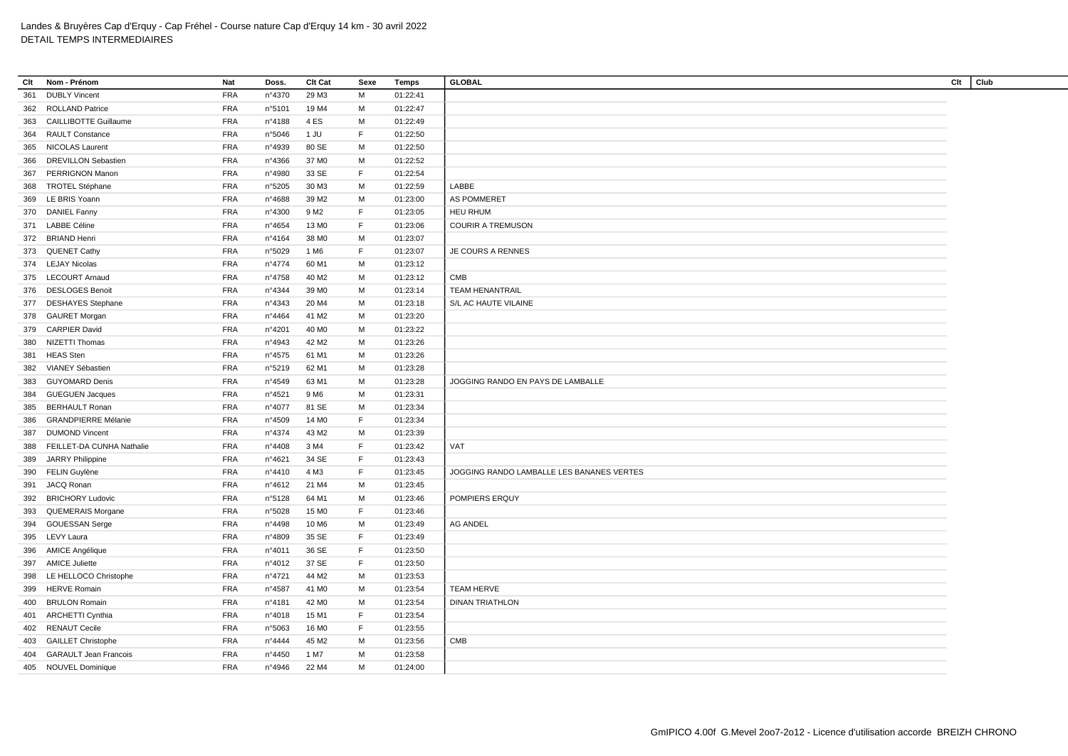Landes & Bruyères Cap d'Erquy - Cap Fréhel - Course nature Cap d'Erquy 14 km - 30 avril 2022
DETAIL TEMPS INTERMEDIAIRES

| Clt | Nom - Prénom | Nat | Doss. | Clt Cat | Sexe | Temps | GLOBAL | Clt | Club |
|---|---|---|---|---|---|---|---|---|---|
| 361 | DUBLY Vincent | FRA | n°4370 | 29 M3 | M | 01:22:41 | | | |
| 362 | ROLLAND Patrice | FRA | n°5101 | 19 M4 | M | 01:22:47 | | | |
| 363 | CAILLIBOTTE Guillaume | FRA | n°4188 | 4 ES | M | 01:22:49 | | | |
| 364 | RAULT Constance | FRA | n°5046 | 1 JU | F | 01:22:50 | | | |
| 365 | NICOLAS Laurent | FRA | n°4939 | 80 SE | M | 01:22:50 | | | |
| 366 | DREVILLON Sebastien | FRA | n°4366 | 37 M0 | M | 01:22:52 | | | |
| 367 | PERRIGNON Manon | FRA | n°4980 | 33 SE | F | 01:22:54 | | | |
| 368 | TROTEL Stéphane | FRA | n°5205 | 30 M3 | M | 01:22:59 | LABBE | | |
| 369 | LE BRIS Yoann | FRA | n°4688 | 39 M2 | M | 01:23:00 | AS POMMERET | | |
| 370 | DANIEL Fanny | FRA | n°4300 | 9 M2 | F | 01:23:05 | HEU RHUM | | |
| 371 | LABBE Céline | FRA | n°4654 | 13 M0 | F | 01:23:06 | COURIR A TREMUSON | | |
| 372 | BRIAND Henri | FRA | n°4164 | 38 M0 | M | 01:23:07 | | | |
| 373 | QUENET Cathy | FRA | n°5029 | 1 M6 | F | 01:23:07 | JE COURS A RENNES | | |
| 374 | LEJAY Nicolas | FRA | n°4774 | 60 M1 | M | 01:23:12 | | | |
| 375 | LECOURT Arnaud | FRA | n°4758 | 40 M2 | M | 01:23:12 | CMB | | |
| 376 | DESLOGES Benoit | FRA | n°4344 | 39 M0 | M | 01:23:14 | TEAM HENANTRAIL | | |
| 377 | DESHAYES Stephane | FRA | n°4343 | 20 M4 | M | 01:23:18 | S/L AC HAUTE VILAINE | | |
| 378 | GAURET Morgan | FRA | n°4464 | 41 M2 | M | 01:23:20 | | | |
| 379 | CARPIER David | FRA | n°4201 | 40 M0 | M | 01:23:22 | | | |
| 380 | NIZETTI Thomas | FRA | n°4943 | 42 M2 | M | 01:23:26 | | | |
| 381 | HEAS Sten | FRA | n°4575 | 61 M1 | M | 01:23:26 | | | |
| 382 | VIANEY Sébastien | FRA | n°5219 | 62 M1 | M | 01:23:28 | | | |
| 383 | GUYOMARD Denis | FRA | n°4549 | 63 M1 | M | 01:23:28 | JOGGING RANDO EN PAYS DE LAMBALLE | | |
| 384 | GUEGUEN Jacques | FRA | n°4521 | 9 M6 | M | 01:23:31 | | | |
| 385 | BERHAULT Ronan | FRA | n°4077 | 81 SE | M | 01:23:34 | | | |
| 386 | GRANDPIERRE Mélanie | FRA | n°4509 | 14 M0 | F | 01:23:34 | | | |
| 387 | DUMOND Vincent | FRA | n°4374 | 43 M2 | M | 01:23:39 | | | |
| 388 | FEILLET-DA CUNHA Nathalie | FRA | n°4408 | 3 M4 | F | 01:23:42 | VAT | | |
| 389 | JARRY Philippine | FRA | n°4621 | 34 SE | F | 01:23:43 | | | |
| 390 | FELIN Guylène | FRA | n°4410 | 4 M3 | F | 01:23:45 | JOGGING RANDO LAMBALLE LES BANANES VERTES | | |
| 391 | JACQ Ronan | FRA | n°4612 | 21 M4 | M | 01:23:45 | | | |
| 392 | BRICHORY Ludovic | FRA | n°5128 | 64 M1 | M | 01:23:46 | POMPIERS ERQUY | | |
| 393 | QUEMERAIS Morgane | FRA | n°5028 | 15 M0 | F | 01:23:46 | | | |
| 394 | GOUESSAN Serge | FRA | n°4498 | 10 M6 | M | 01:23:49 | AG ANDEL | | |
| 395 | LEVY Laura | FRA | n°4809 | 35 SE | F | 01:23:49 | | | |
| 396 | AMICE Angélique | FRA | n°4011 | 36 SE | F | 01:23:50 | | | |
| 397 | AMICE Juliette | FRA | n°4012 | 37 SE | F | 01:23:50 | | | |
| 398 | LE HELLOCO Christophe | FRA | n°4721 | 44 M2 | M | 01:23:53 | | | |
| 399 | HERVE Romain | FRA | n°4587 | 41 M0 | M | 01:23:54 | TEAM HERVE | | |
| 400 | BRULON Romain | FRA | n°4181 | 42 M0 | M | 01:23:54 | DINAN TRIATHLON | | |
| 401 | ARCHETTI Cynthia | FRA | n°4018 | 15 M1 | F | 01:23:54 | | | |
| 402 | RENAUT Cecile | FRA | n°5063 | 16 M0 | F | 01:23:55 | | | |
| 403 | GAILLET Christophe | FRA | n°4444 | 45 M2 | M | 01:23:56 | CMB | | |
| 404 | GARAULT Jean Francois | FRA | n°4450 | 1 M7 | M | 01:23:58 | | | |
| 405 | NOUVEL Dominique | FRA | n°4946 | 22 M4 | M | 01:24:00 | | | |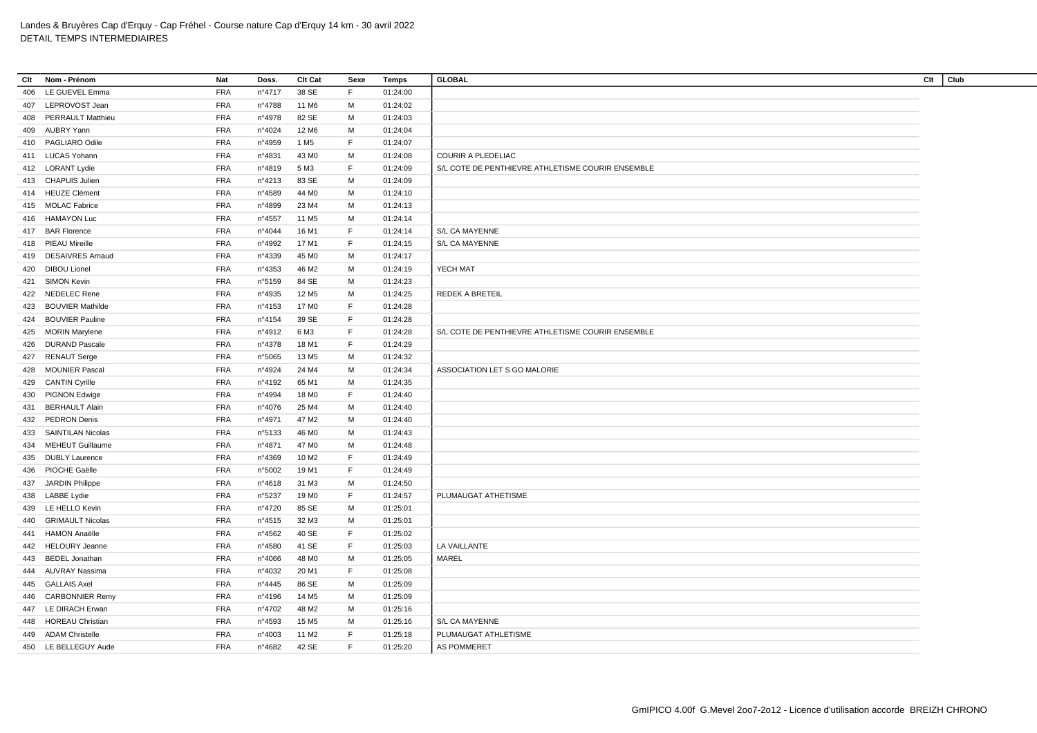Landes & Bruyères Cap d'Erquy - Cap Fréhel - Course nature Cap d'Erquy 14 km - 30 avril 2022
DETAIL TEMPS INTERMEDIAIRES

| Clt | Nom - Prénom | Nat | Doss. | Clt Cat | Sexe | Temps | GLOBAL | Clt | Club |
|---|---|---|---|---|---|---|---|---|---|
| 406 | LE GUEVEL Emma | FRA | n°4717 | 38 SE | F | 01:24:00 | | | |
| 407 | LEPROVOST Jean | FRA | n°4788 | 11 M6 | M | 01:24:02 | | | |
| 408 | PERRAULT Matthieu | FRA | n°4978 | 82 SE | M | 01:24:03 | | | |
| 409 | AUBRY Yann | FRA | n°4024 | 12 M6 | M | 01:24:04 | | | |
| 410 | PAGLIARO Odile | FRA | n°4959 | 1 M5 | F | 01:24:07 | | | |
| 411 | LUCAS Yohann | FRA | n°4831 | 43 M0 | M | 01:24:08 | COURIR A PLEDELIAC | | |
| 412 | LORANT Lydie | FRA | n°4819 | 5 M3 | F | 01:24:09 | S/L COTE DE PENTHIEVRE ATHLETISME COURIR ENSEMBLE | | |
| 413 | CHAPUIS Julien | FRA | n°4213 | 83 SE | M | 01:24:09 | | | |
| 414 | HEUZE Clément | FRA | n°4589 | 44 M0 | M | 01:24:10 | | | |
| 415 | MOLAC Fabrice | FRA | n°4899 | 23 M4 | M | 01:24:13 | | | |
| 416 | HAMAYON Luc | FRA | n°4557 | 11 M5 | M | 01:24:14 | | | |
| 417 | BAR Florence | FRA | n°4044 | 16 M1 | F | 01:24:14 | S/L CA MAYENNE | | |
| 418 | PIEAU Mireille | FRA | n°4992 | 17 M1 | F | 01:24:15 | S/L CA MAYENNE | | |
| 419 | DESAIVRES Arnaud | FRA | n°4339 | 45 M0 | M | 01:24:17 | | | |
| 420 | DIBOU Lionel | FRA | n°4353 | 46 M2 | M | 01:24:19 | YECH MAT | | |
| 421 | SIMON Kevin | FRA | n°5159 | 84 SE | M | 01:24:23 | | | |
| 422 | NEDELEC Rene | FRA | n°4935 | 12 M5 | M | 01:24:25 | REDEK A BRETEIL | | |
| 423 | BOUVIER Mathilde | FRA | n°4153 | 17 M0 | F | 01:24:28 | | | |
| 424 | BOUVIER Pauline | FRA | n°4154 | 39 SE | F | 01:24:28 | | | |
| 425 | MORIN Marylene | FRA | n°4912 | 6 M3 | F | 01:24:28 | S/L COTE DE PENTHIEVRE ATHLETISME COURIR ENSEMBLE | | |
| 426 | DURAND Pascale | FRA | n°4378 | 18 M1 | F | 01:24:29 | | | |
| 427 | RENAUT Serge | FRA | n°5065 | 13 M5 | M | 01:24:32 | | | |
| 428 | MOUNIER Pascal | FRA | n°4924 | 24 M4 | M | 01:24:34 | ASSOCIATION LET S GO MALORIE | | |
| 429 | CANTIN Cyrille | FRA | n°4192 | 65 M1 | M | 01:24:35 | | | |
| 430 | PIGNON Edwige | FRA | n°4994 | 18 M0 | F | 01:24:40 | | | |
| 431 | BERHAULT Alain | FRA | n°4076 | 25 M4 | M | 01:24:40 | | | |
| 432 | PEDRON Denis | FRA | n°4971 | 47 M2 | M | 01:24:40 | | | |
| 433 | SAINTILAN Nicolas | FRA | n°5133 | 46 M0 | M | 01:24:43 | | | |
| 434 | MEHEUT Guillaume | FRA | n°4871 | 47 M0 | M | 01:24:48 | | | |
| 435 | DUBLY Laurence | FRA | n°4369 | 10 M2 | F | 01:24:49 | | | |
| 436 | PIOCHE Gaëlle | FRA | n°5002 | 19 M1 | F | 01:24:49 | | | |
| 437 | JARDIN Philippe | FRA | n°4618 | 31 M3 | M | 01:24:50 | | | |
| 438 | LABBE Lydie | FRA | n°5237 | 19 M0 | F | 01:24:57 | PLUMAUGAT ATHETISME | | |
| 439 | LE HELLO Kevin | FRA | n°4720 | 85 SE | M | 01:25:01 | | | |
| 440 | GRIMAULT Nicolas | FRA | n°4515 | 32 M3 | M | 01:25:01 | | | |
| 441 | HAMON Anaëlle | FRA | n°4562 | 40 SE | F | 01:25:02 | | | |
| 442 | HELOURY Jeanne | FRA | n°4580 | 41 SE | F | 01:25:03 | LA VAILLANTE | | |
| 443 | BEDEL Jonathan | FRA | n°4066 | 48 M0 | M | 01:25:05 | MAREL | | |
| 444 | AUVRAY Nassima | FRA | n°4032 | 20 M1 | F | 01:25:08 | | | |
| 445 | GALLAIS Axel | FRA | n°4445 | 86 SE | M | 01:25:09 | | | |
| 446 | CARBONNIER Remy | FRA | n°4196 | 14 M5 | M | 01:25:09 | | | |
| 447 | LE DIRACH Erwan | FRA | n°4702 | 48 M2 | M | 01:25:16 | | | |
| 448 | HOREAU Christian | FRA | n°4593 | 15 M5 | M | 01:25:16 | S/L CA MAYENNE | | |
| 449 | ADAM Christelle | FRA | n°4003 | 11 M2 | F | 01:25:18 | PLUMAUGAT ATHLETISME | | |
| 450 | LE BELLEGUY Aude | FRA | n°4682 | 42 SE | F | 01:25:20 | AS POMMERET | | |

GmIPICO 4.00f G.Mevel 2oo7-2o12 - Licence d'utilisation accorde BREIZH CHRONO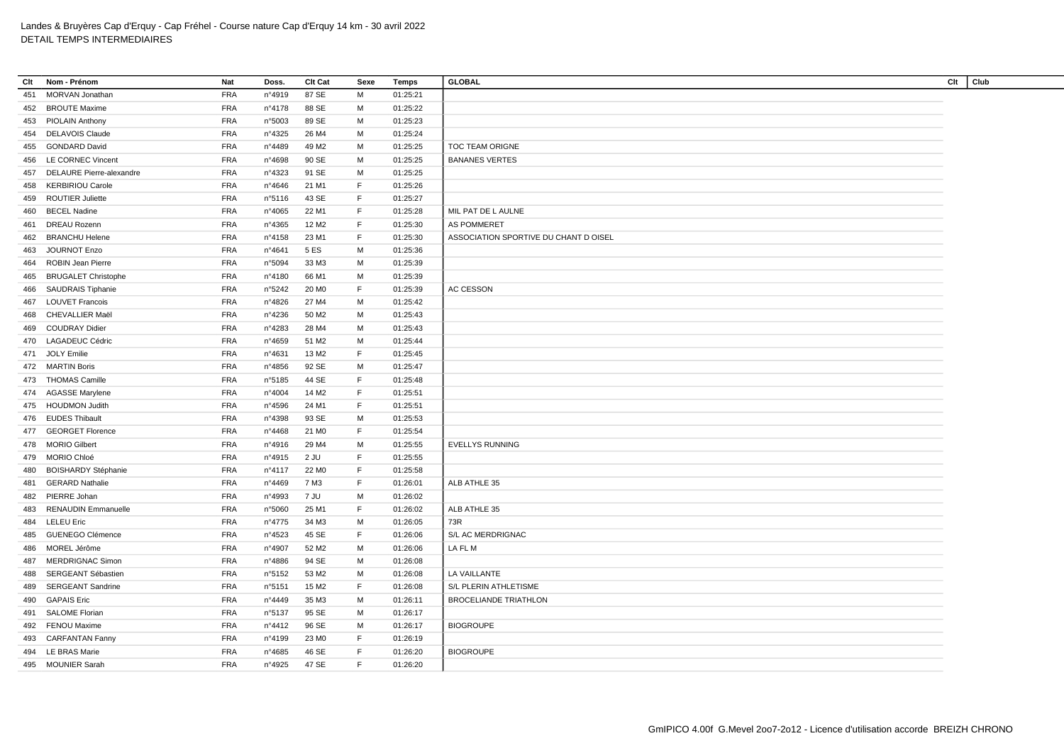Landes & Bruyères Cap d'Erquy - Cap Fréhel - Course nature Cap d'Erquy 14 km - 30 avril 2022
DETAIL TEMPS INTERMEDIAIRES

| Clt | Nom - Prénom | Nat | Doss. | Clt Cat | Sexe | Temps | GLOBAL | Clt | Club |
|---|---|---|---|---|---|---|---|---|---|
| 451 | MORVAN Jonathan | FRA | n°4919 | 87 SE | M | 01:25:21 | | | |
| 452 | BROUTE Maxime | FRA | n°4178 | 88 SE | M | 01:25:22 | | | |
| 453 | PIOLAIN Anthony | FRA | n°5003 | 89 SE | M | 01:25:23 | | | |
| 454 | DELAVOIS Claude | FRA | n°4325 | 26 M4 | M | 01:25:24 | | | |
| 455 | GONDARD David | FRA | n°4489 | 49 M2 | M | 01:25:25 | TOC TEAM ORIGNE | | |
| 456 | LE CORNEC Vincent | FRA | n°4698 | 90 SE | M | 01:25:25 | BANANES VERTES | | |
| 457 | DELAURE Pierre-alexandre | FRA | n°4323 | 91 SE | M | 01:25:25 | | | |
| 458 | KERBIRIOU Carole | FRA | n°4646 | 21 M1 | F | 01:25:26 | | | |
| 459 | ROUTIER Juliette | FRA | n°5116 | 43 SE | F | 01:25:27 | | | |
| 460 | BECEL Nadine | FRA | n°4065 | 22 M1 | F | 01:25:28 | MIL PAT DE L AULNE | | |
| 461 | DREAU Rozenn | FRA | n°4365 | 12 M2 | F | 01:25:30 | AS POMMERET | | |
| 462 | BRANCHU Helene | FRA | n°4158 | 23 M1 | F | 01:25:30 | ASSOCIATION SPORTIVE DU CHANT D OISEL | | |
| 463 | JOURNOT Enzo | FRA | n°4641 | 5 ES | M | 01:25:36 | | | |
| 464 | ROBIN Jean Pierre | FRA | n°5094 | 33 M3 | M | 01:25:39 | | | |
| 465 | BRUGALET Christophe | FRA | n°4180 | 66 M1 | M | 01:25:39 | | | |
| 466 | SAUDRAIS Tiphanie | FRA | n°5242 | 20 M0 | F | 01:25:39 | AC CESSON | | |
| 467 | LOUVET Francois | FRA | n°4826 | 27 M4 | M | 01:25:42 | | | |
| 468 | CHEVALLIER Maël | FRA | n°4236 | 50 M2 | M | 01:25:43 | | | |
| 469 | COUDRAY Didier | FRA | n°4283 | 28 M4 | M | 01:25:43 | | | |
| 470 | LAGADEUC Cédric | FRA | n°4659 | 51 M2 | M | 01:25:44 | | | |
| 471 | JOLY Emilie | FRA | n°4631 | 13 M2 | F | 01:25:45 | | | |
| 472 | MARTIN Boris | FRA | n°4856 | 92 SE | M | 01:25:47 | | | |
| 473 | THOMAS Camille | FRA | n°5185 | 44 SE | F | 01:25:48 | | | |
| 474 | AGASSE Marylene | FRA | n°4004 | 14 M2 | F | 01:25:51 | | | |
| 475 | HOUDMON Judith | FRA | n°4596 | 24 M1 | F | 01:25:51 | | | |
| 476 | EUDES Thibault | FRA | n°4398 | 93 SE | M | 01:25:53 | | | |
| 477 | GEORGET Florence | FRA | n°4468 | 21 M0 | F | 01:25:54 | | | |
| 478 | MORIO Gilbert | FRA | n°4916 | 29 M4 | M | 01:25:55 | EVELLYS RUNNING | | |
| 479 | MORIO Chloé | FRA | n°4915 | 2 JU | F | 01:25:55 | | | |
| 480 | BOISHARDY Stéphanie | FRA | n°4117 | 22 M0 | F | 01:25:58 | | | |
| 481 | GERARD Nathalie | FRA | n°4469 | 7 M3 | F | 01:26:01 | ALB ATHLE 35 | | |
| 482 | PIERRE Johan | FRA | n°4993 | 7 JU | M | 01:26:02 | | | |
| 483 | RENAUDIN Emmanuelle | FRA | n°5060 | 25 M1 | F | 01:26:02 | ALB ATHLE 35 | | |
| 484 | LELEU Eric | FRA | n°4775 | 34 M3 | M | 01:26:05 | 73R | | |
| 485 | GUENEGO Clémence | FRA | n°4523 | 45 SE | F | 01:26:06 | S/L AC MERDRIGNAC | | |
| 486 | MOREL Jérôme | FRA | n°4907 | 52 M2 | M | 01:26:06 | LA FL M | | |
| 487 | MERDRIGNAC Simon | FRA | n°4886 | 94 SE | M | 01:26:08 | | | |
| 488 | SERGEANT Sébastien | FRA | n°5152 | 53 M2 | M | 01:26:08 | LA VAILLANTE | | |
| 489 | SERGEANT Sandrine | FRA | n°5151 | 15 M2 | F | 01:26:08 | S/L PLERIN ATHLETISME | | |
| 490 | GAPAIS Eric | FRA | n°4449 | 35 M3 | M | 01:26:11 | BROCELIANDE TRIATHLON | | |
| 491 | SALOME Florian | FRA | n°5137 | 95 SE | M | 01:26:17 | | | |
| 492 | FENOU Maxime | FRA | n°4412 | 96 SE | M | 01:26:17 | BIOGROUPE | | |
| 493 | CARFANTAN Fanny | FRA | n°4199 | 23 M0 | F | 01:26:19 | | | |
| 494 | LE BRAS Marie | FRA | n°4685 | 46 SE | F | 01:26:20 | BIOGROUPE | | |
| 495 | MOUNIER Sarah | FRA | n°4925 | 47 SE | F | 01:26:20 | | | |

GmIPICO 4.00f G.Mevel 2oo7-2o12 - Licence d'utilisation accorde BREIZH CHRONO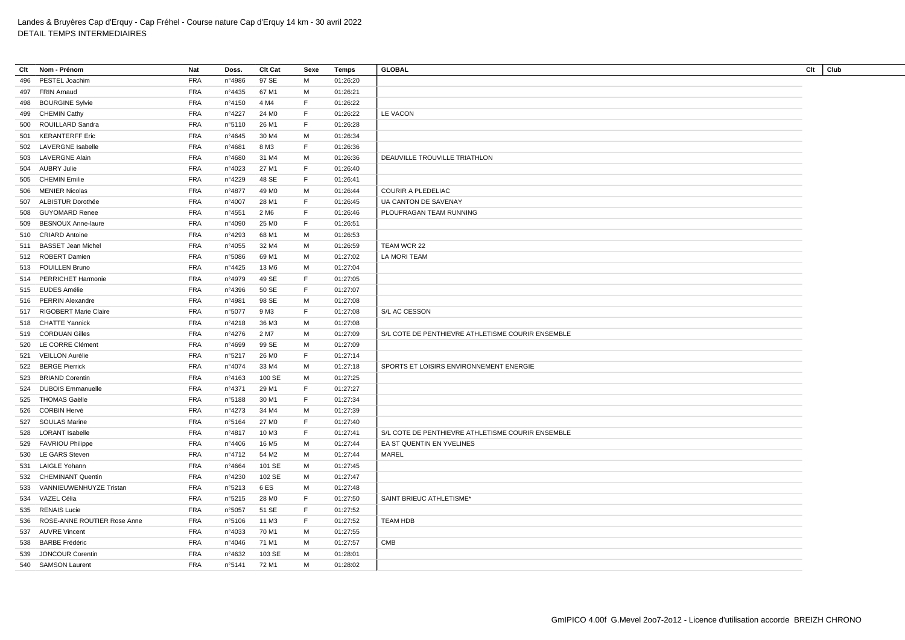Landes & Bruyères Cap d'Erquy - Cap Fréhel - Course nature Cap d'Erquy 14 km - 30 avril 2022
DETAIL TEMPS INTERMEDIAIRES

| Clt | Nom - Prénom | Nat | Doss. | Clt Cat | Sexe | Temps | GLOBAL | Clt | Club |
|---|---|---|---|---|---|---|---|---|---|
| 496 | PESTEL Joachim | FRA | n°4986 | 97 SE | M | 01:26:20 | | | |
| 497 | FRIN Arnaud | FRA | n°4435 | 67 M1 | M | 01:26:21 | | | |
| 498 | BOURGINE Sylvie | FRA | n°4150 | 4 M4 | F | 01:26:22 | | | |
| 499 | CHEMIN Cathy | FRA | n°4227 | 24 M0 | F | 01:26:22 | LE VACON | | |
| 500 | ROUILLARD Sandra | FRA | n°5110 | 26 M1 | F | 01:26:28 | | | |
| 501 | KERANTERFF Eric | FRA | n°4645 | 30 M4 | M | 01:26:34 | | | |
| 502 | LAVERGNE Isabelle | FRA | n°4681 | 8 M3 | F | 01:26:36 | | | |
| 503 | LAVERGNE Alain | FRA | n°4680 | 31 M4 | M | 01:26:36 | DEAUVILLE TROUVILLE TRIATHLON | | |
| 504 | AUBRY Julie | FRA | n°4023 | 27 M1 | F | 01:26:40 | | | |
| 505 | CHEMIN Emilie | FRA | n°4229 | 48 SE | F | 01:26:41 | | | |
| 506 | MENIER Nicolas | FRA | n°4877 | 49 M0 | M | 01:26:44 | COURIR A PLEDELIAC | | |
| 507 | ALBISTUR Dorothée | FRA | n°4007 | 28 M1 | F | 01:26:45 | UA CANTON DE SAVENAY | | |
| 508 | GUYOMARD Renee | FRA | n°4551 | 2 M6 | F | 01:26:46 | PLOUFRAGAN TEAM RUNNING | | |
| 509 | BESNOUX Anne-laure | FRA | n°4090 | 25 M0 | F | 01:26:51 | | | |
| 510 | CRIARD Antoine | FRA | n°4293 | 68 M1 | M | 01:26:53 | | | |
| 511 | BASSET Jean Michel | FRA | n°4055 | 32 M4 | M | 01:26:59 | TEAM WCR 22 | | |
| 512 | ROBERT Damien | FRA | n°5086 | 69 M1 | M | 01:27:02 | LA MORI TEAM | | |
| 513 | FOUILLEN Bruno | FRA | n°4425 | 13 M6 | M | 01:27:04 | | | |
| 514 | PERRICHET Harmonie | FRA | n°4979 | 49 SE | F | 01:27:05 | | | |
| 515 | EUDES Amélie | FRA | n°4396 | 50 SE | F | 01:27:07 | | | |
| 516 | PERRIN Alexandre | FRA | n°4981 | 98 SE | M | 01:27:08 | | | |
| 517 | RIGOBERT Marie Claire | FRA | n°5077 | 9 M3 | F | 01:27:08 | S/L AC CESSON | | |
| 518 | CHATTE Yannick | FRA | n°4218 | 36 M3 | M | 01:27:08 | | | |
| 519 | CORDUAN Gilles | FRA | n°4276 | 2 M7 | M | 01:27:09 | S/L COTE DE PENTHIEVRE ATHLETISME COURIR ENSEMBLE | | |
| 520 | LE CORRE Clément | FRA | n°4699 | 99 SE | M | 01:27:09 | | | |
| 521 | VEILLON Aurélie | FRA | n°5217 | 26 M0 | F | 01:27:14 | | | |
| 522 | BERGE Pierrick | FRA | n°4074 | 33 M4 | M | 01:27:18 | SPORTS ET LOISIRS ENVIRONNEMENT ENERGIE | | |
| 523 | BRIAND Corentin | FRA | n°4163 | 100 SE | M | 01:27:25 | | | |
| 524 | DUBOIS Emmanuelle | FRA | n°4371 | 29 M1 | F | 01:27:27 | | | |
| 525 | THOMAS Gaëlle | FRA | n°5188 | 30 M1 | F | 01:27:34 | | | |
| 526 | CORBIN Hervé | FRA | n°4273 | 34 M4 | M | 01:27:39 | | | |
| 527 | SOULAS Marine | FRA | n°5164 | 27 M0 | F | 01:27:40 | | | |
| 528 | LORANT Isabelle | FRA | n°4817 | 10 M3 | F | 01:27:41 | S/L COTE DE PENTHIEVRE ATHLETISME COURIR ENSEMBLE | | |
| 529 | FAVRIOU Philippe | FRA | n°4406 | 16 M5 | M | 01:27:44 | EA ST QUENTIN EN YVELINES | | |
| 530 | LE GARS Steven | FRA | n°4712 | 54 M2 | M | 01:27:44 | MAREL | | |
| 531 | LAIGLE Yohann | FRA | n°4664 | 101 SE | M | 01:27:45 | | | |
| 532 | CHEMINANT Quentin | FRA | n°4230 | 102 SE | M | 01:27:47 | | | |
| 533 | VANNIEUWENHUYZE Tristan | FRA | n°5213 | 6 ES | M | 01:27:48 | | | |
| 534 | VAZEL Célia | FRA | n°5215 | 28 M0 | F | 01:27:50 | SAINT BRIEUC ATHLETISME* | | |
| 535 | RENAIS Lucie | FRA | n°5057 | 51 SE | F | 01:27:52 | | | |
| 536 | ROSE-ANNE ROUTIER Rose Anne | FRA | n°5106 | 11 M3 | F | 01:27:52 | TEAM HDB | | |
| 537 | AUVRE Vincent | FRA | n°4033 | 70 M1 | M | 01:27:55 | | | |
| 538 | BARBE Frédéric | FRA | n°4046 | 71 M1 | M | 01:27:57 | CMB | | |
| 539 | JONCOUR Corentin | FRA | n°4632 | 103 SE | M | 01:28:01 | | | |
| 540 | SAMSON Laurent | FRA | n°5141 | 72 M1 | M | 01:28:02 | | | |

GmIPICO 4.00f G.Mevel 2oo7-2o12 - Licence d'utilisation accorde BREIZH CHRONO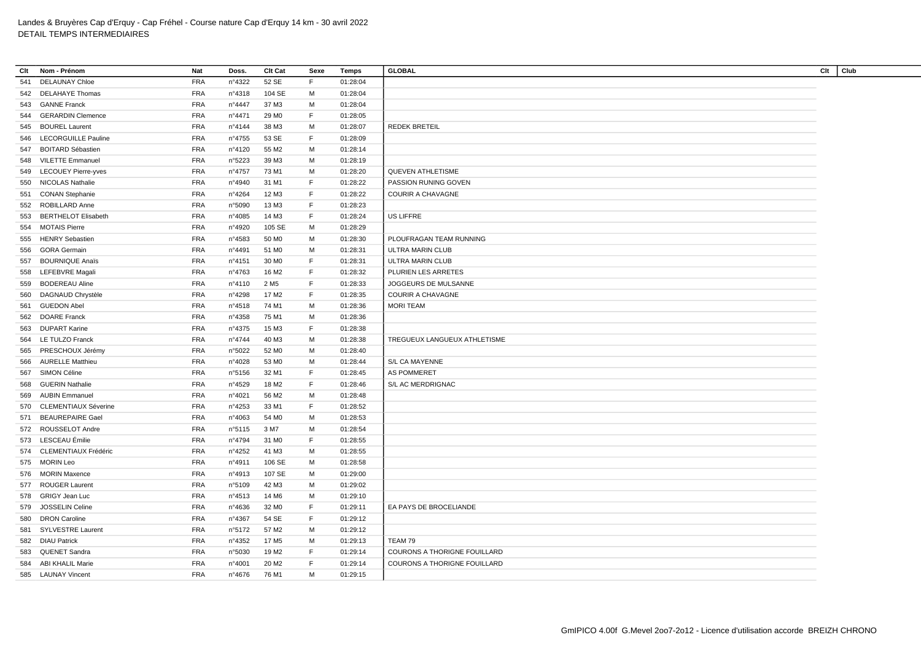Landes & Bruyères Cap d'Erquy - Cap Fréhel - Course nature Cap d'Erquy 14 km - 30 avril 2022
DETAIL TEMPS INTERMEDIAIRES

| Clt | Nom - Prénom | Nat | Doss. | Clt Cat | Sexe | Temps | GLOBAL | Clt | Club |
|---|---|---|---|---|---|---|---|---|---|
| 541 | DELAUNAY Chloe | FRA | n°4322 | 52 SE | F | 01:28:04 | | | |
| 542 | DELAHAYE Thomas | FRA | n°4318 | 104 SE | M | 01:28:04 | | | |
| 543 | GANNE Franck | FRA | n°4447 | 37 M3 | M | 01:28:04 | | | |
| 544 | GERARDIN Clemence | FRA | n°4471 | 29 M0 | F | 01:28:05 | | | |
| 545 | BOUREL Laurent | FRA | n°4144 | 38 M3 | M | 01:28:07 | REDEK BRETEIL | | |
| 546 | LECORGUILLE Pauline | FRA | n°4755 | 53 SE | F | 01:28:09 | | | |
| 547 | BOITARD Sébastien | FRA | n°4120 | 55 M2 | M | 01:28:14 | | | |
| 548 | VILETTE Emmanuel | FRA | n°5223 | 39 M3 | M | 01:28:19 | | | |
| 549 | LECOUEY Pierre-yves | FRA | n°4757 | 73 M1 | M | 01:28:20 | QUEVEN ATHLETISME | | |
| 550 | NICOLAS Nathalie | FRA | n°4940 | 31 M1 | F | 01:28:22 | PASSION RUNING GOVEN | | |
| 551 | CONAN Stephanie | FRA | n°4264 | 12 M3 | F | 01:28:22 | COURIR A CHAVAGNE | | |
| 552 | ROBILLARD Anne | FRA | n°5090 | 13 M3 | F | 01:28:23 | | | |
| 553 | BERTHELOT Elisabeth | FRA | n°4085 | 14 M3 | F | 01:28:24 | US LIFFRE | | |
| 554 | MOTAIS Pierre | FRA | n°4920 | 105 SE | M | 01:28:29 | | | |
| 555 | HENRY Sebastien | FRA | n°4583 | 50 M0 | M | 01:28:30 | PLOUFRAGAN TEAM RUNNING | | |
| 556 | GORA Germain | FRA | n°4491 | 51 M0 | M | 01:28:31 | ULTRA MARIN CLUB | | |
| 557 | BOURNIQUE Anaïs | FRA | n°4151 | 30 M0 | F | 01:28:31 | ULTRA MARIN CLUB | | |
| 558 | LEFEBVRE Magali | FRA | n°4763 | 16 M2 | F | 01:28:32 | PLURIEN LES ARRETES | | |
| 559 | BODEREAU Aline | FRA | n°4110 | 2 M5 | F | 01:28:33 | JOGGEURS DE MULSANNE | | |
| 560 | DAGNAUD Chrystèle | FRA | n°4298 | 17 M2 | F | 01:28:35 | COURIR A CHAVAGNE | | |
| 561 | GUEDON Abel | FRA | n°4518 | 74 M1 | M | 01:28:36 | MORI TEAM | | |
| 562 | DOARE Franck | FRA | n°4358 | 75 M1 | M | 01:28:36 | | | |
| 563 | DUPART Karine | FRA | n°4375 | 15 M3 | F | 01:28:38 | | | |
| 564 | LE TULZO Franck | FRA | n°4744 | 40 M3 | M | 01:28:38 | TREGUEUX LANGUEUX ATHLETISME | | |
| 565 | PRESCHOUX Jérémy | FRA | n°5022 | 52 M0 | M | 01:28:40 | | | |
| 566 | AURELLE Matthieu | FRA | n°4028 | 53 M0 | M | 01:28:44 | S/L CA MAYENNE | | |
| 567 | SIMON Céline | FRA | n°5156 | 32 M1 | F | 01:28:45 | AS POMMERET | | |
| 568 | GUERIN Nathalie | FRA | n°4529 | 18 M2 | F | 01:28:46 | S/L AC MERDRIGNAC | | |
| 569 | AUBIN Emmanuel | FRA | n°4021 | 56 M2 | M | 01:28:48 | | | |
| 570 | CLEMENTIAUX Séverine | FRA | n°4253 | 33 M1 | F | 01:28:52 | | | |
| 571 | BEAUREPAIRE Gael | FRA | n°4063 | 54 M0 | M | 01:28:53 | | | |
| 572 | ROUSSELOT Andre | FRA | n°5115 | 3 M7 | M | 01:28:54 | | | |
| 573 | LESCEAU Émilie | FRA | n°4794 | 31 M0 | F | 01:28:55 | | | |
| 574 | CLEMENTIAUX Frédéric | FRA | n°4252 | 41 M3 | M | 01:28:55 | | | |
| 575 | MORIN Leo | FRA | n°4911 | 106 SE | M | 01:28:58 | | | |
| 576 | MORIN Maxence | FRA | n°4913 | 107 SE | M | 01:29:00 | | | |
| 577 | ROUGER Laurent | FRA | n°5109 | 42 M3 | M | 01:29:02 | | | |
| 578 | GRIGY Jean Luc | FRA | n°4513 | 14 M6 | M | 01:29:10 | | | |
| 579 | JOSSELIN Celine | FRA | n°4636 | 32 M0 | F | 01:29:11 | EA PAYS DE BROCELIANDE | | |
| 580 | DRON Caroline | FRA | n°4367 | 54 SE | F | 01:29:12 | | | |
| 581 | SYLVESTRE Laurent | FRA | n°5172 | 57 M2 | M | 01:29:12 | | | |
| 582 | DIAU Patrick | FRA | n°4352 | 17 M5 | M | 01:29:13 | TEAM 79 | | |
| 583 | QUENET Sandra | FRA | n°5030 | 19 M2 | F | 01:29:14 | COURONS A THORIGNE FOUILLARD | | |
| 584 | ABI KHALIL Marie | FRA | n°4001 | 20 M2 | F | 01:29:14 | COURONS A THORIGNE FOUILLARD | | |
| 585 | LAUNAY Vincent | FRA | n°4676 | 76 M1 | M | 01:29:15 | | | |

GmIPICO 4.00f G.Mevel 2oo7-2o12 - Licence d'utilisation accorde BREIZH CHRONO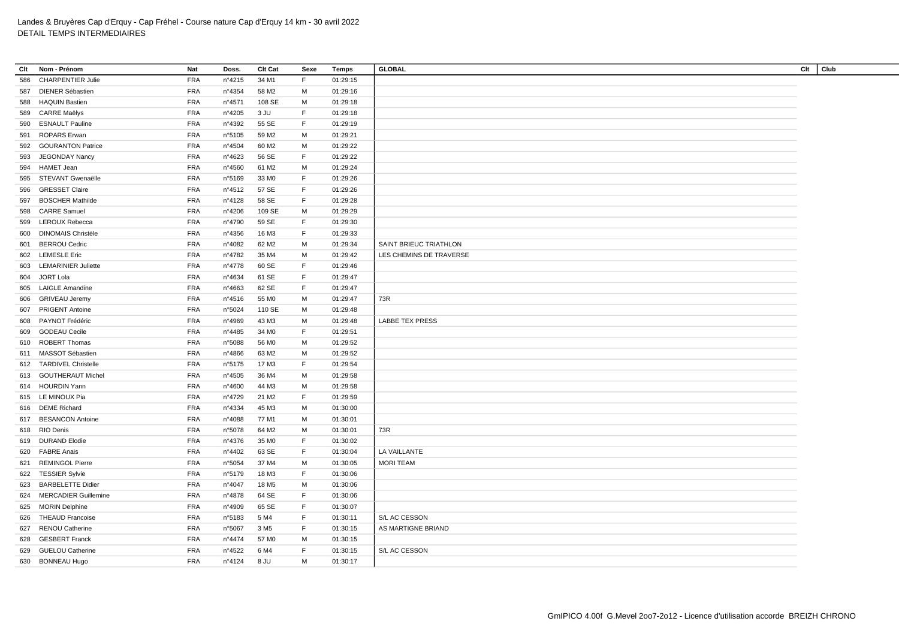Landes & Bruyères Cap d'Erquy - Cap Fréhel - Course nature Cap d'Erquy 14 km - 30 avril 2022
DETAIL TEMPS INTERMEDIAIRES

| Clt | Nom - Prénom | Nat | Doss. | Clt Cat | Sexe | Temps | GLOBAL | Clt | Club |
|---|---|---|---|---|---|---|---|---|---|
| 586 | CHARPENTIER Julie | FRA | n°4215 | 34 M1 | F | 01:29:15 | | | |
| 587 | DIENER Sébastien | FRA | n°4354 | 58 M2 | M | 01:29:16 | | | |
| 588 | HAQUIN Bastien | FRA | n°4571 | 108 SE | M | 01:29:18 | | | |
| 589 | CARRE Maëlys | FRA | n°4205 | 3 JU | F | 01:29:18 | | | |
| 590 | ESNAULT Pauline | FRA | n°4392 | 55 SE | F | 01:29:19 | | | |
| 591 | ROPARS Erwan | FRA | n°5105 | 59 M2 | M | 01:29:21 | | | |
| 592 | GOURANTON Patrice | FRA | n°4504 | 60 M2 | M | 01:29:22 | | | |
| 593 | JEGONDAY Nancy | FRA | n°4623 | 56 SE | F | 01:29:22 | | | |
| 594 | HAMET Jean | FRA | n°4560 | 61 M2 | M | 01:29:24 | | | |
| 595 | STEVANT Gwenaëlle | FRA | n°5169 | 33 M0 | F | 01:29:26 | | | |
| 596 | GRESSET Claire | FRA | n°4512 | 57 SE | F | 01:29:26 | | | |
| 597 | BOSCHER Mathilde | FRA | n°4128 | 58 SE | F | 01:29:28 | | | |
| 598 | CARRE Samuel | FRA | n°4206 | 109 SE | M | 01:29:29 | | | |
| 599 | LEROUX Rebecca | FRA | n°4790 | 59 SE | F | 01:29:30 | | | |
| 600 | DINOMAIS Christèle | FRA | n°4356 | 16 M3 | F | 01:29:33 | | | |
| 601 | BERROU Cedric | FRA | n°4082 | 62 M2 | M | 01:29:34 | SAINT BRIEUC TRIATHLON | | |
| 602 | LEMESLE Eric | FRA | n°4782 | 35 M4 | M | 01:29:42 | LES CHEMINS DE TRAVERSE | | |
| 603 | LEMARINIER Juliette | FRA | n°4778 | 60 SE | F | 01:29:46 | | | |
| 604 | JORT Lola | FRA | n°4634 | 61 SE | F | 01:29:47 | | | |
| 605 | LAIGLE Amandine | FRA | n°4663 | 62 SE | F | 01:29:47 | | | |
| 606 | GRIVEAU Jeremy | FRA | n°4516 | 55 M0 | M | 01:29:47 | 73R | | |
| 607 | PRIGENT Antoine | FRA | n°5024 | 110 SE | M | 01:29:48 | | | |
| 608 | PAYNOT Frédéric | FRA | n°4969 | 43 M3 | M | 01:29:48 | LABBE TEX PRESS | | |
| 609 | GODEAU Cecile | FRA | n°4485 | 34 M0 | F | 01:29:51 | | | |
| 610 | ROBERT Thomas | FRA | n°5088 | 56 M0 | M | 01:29:52 | | | |
| 611 | MASSOT Sébastien | FRA | n°4866 | 63 M2 | M | 01:29:52 | | | |
| 612 | TARDIVEL Christelle | FRA | n°5175 | 17 M3 | F | 01:29:54 | | | |
| 613 | GOUTHERAUT Michel | FRA | n°4505 | 36 M4 | M | 01:29:58 | | | |
| 614 | HOURDIN Yann | FRA | n°4600 | 44 M3 | M | 01:29:58 | | | |
| 615 | LE MINOUX Pia | FRA | n°4729 | 21 M2 | F | 01:29:59 | | | |
| 616 | DEME Richard | FRA | n°4334 | 45 M3 | M | 01:30:00 | | | |
| 617 | BESANCON Antoine | FRA | n°4088 | 77 M1 | M | 01:30:01 | | | |
| 618 | RIO Denis | FRA | n°5078 | 64 M2 | M | 01:30:01 | 73R | | |
| 619 | DURAND Elodie | FRA | n°4376 | 35 M0 | F | 01:30:02 | | | |
| 620 | FABRE Anais | FRA | n°4402 | 63 SE | F | 01:30:04 | LA VAILLANTE | | |
| 621 | REMINGOL Pierre | FRA | n°5054 | 37 M4 | M | 01:30:05 | MORI TEAM | | |
| 622 | TESSIER Sylvie | FRA | n°5179 | 18 M3 | F | 01:30:06 | | | |
| 623 | BARBELETTE Didier | FRA | n°4047 | 18 M5 | M | 01:30:06 | | | |
| 624 | MERCADIER Guillemine | FRA | n°4878 | 64 SE | F | 01:30:06 | | | |
| 625 | MORIN Delphine | FRA | n°4909 | 65 SE | F | 01:30:07 | | | |
| 626 | THEAUD Francoise | FRA | n°5183 | 5 M4 | F | 01:30:11 | S/L AC CESSON | | |
| 627 | RENOU Catherine | FRA | n°5067 | 3 M5 | F | 01:30:15 | AS MARTIGNE BRIAND | | |
| 628 | GESBERT Franck | FRA | n°4474 | 57 M0 | M | 01:30:15 | | | |
| 629 | GUELOU Catherine | FRA | n°4522 | 6 M4 | F | 01:30:15 | S/L AC CESSON | | |
| 630 | BONNEAU Hugo | FRA | n°4124 | 8 JU | M | 01:30:17 | | | |

GmIPICO 4.00f G.Mevel 2oo7-2o12 - Licence d'utilisation accorde BREIZH CHRONO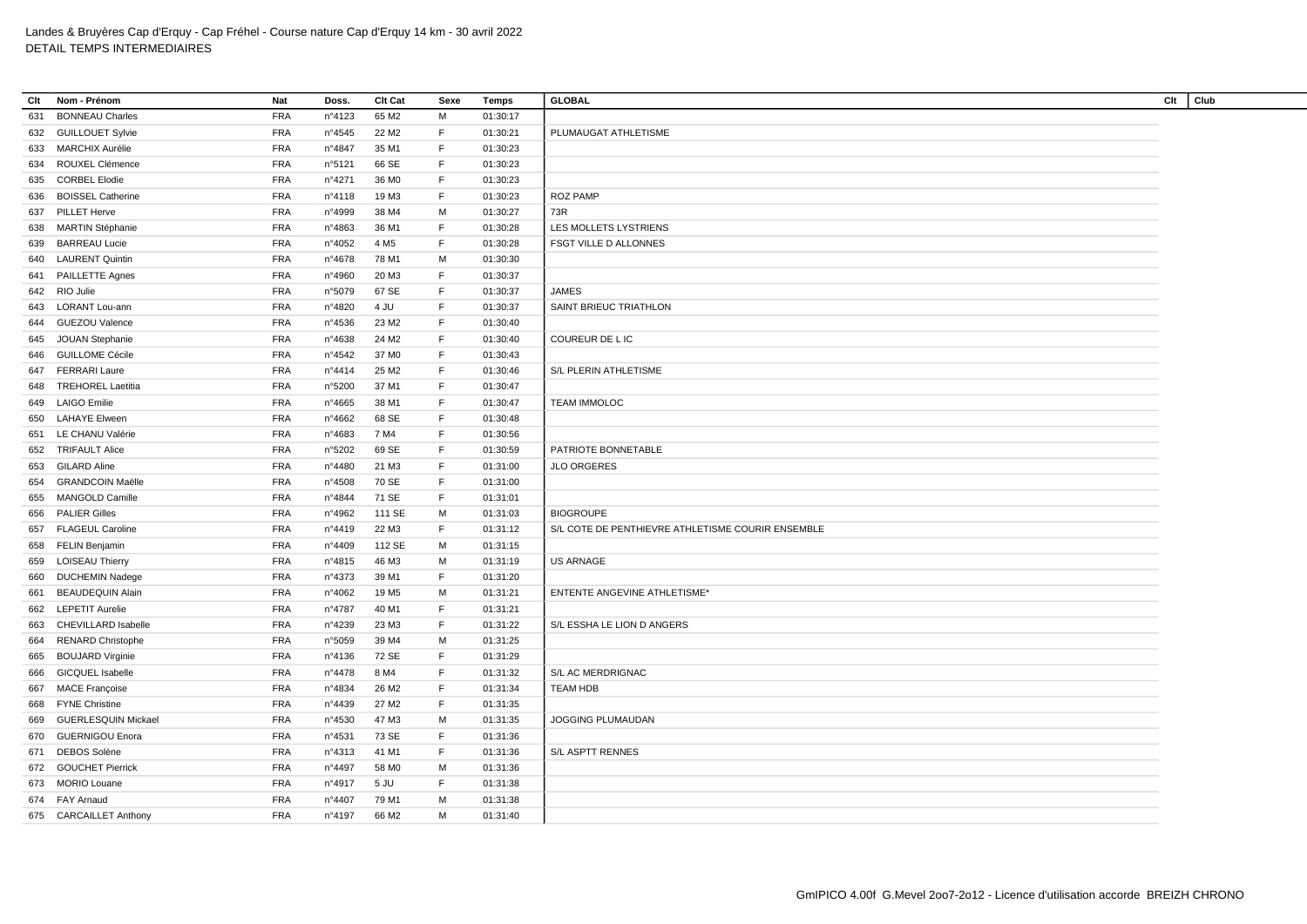Landes & Bruyères Cap d'Erquy - Cap Fréhel - Course nature Cap d'Erquy 14 km - 30 avril 2022
DETAIL TEMPS INTERMEDIAIRES

| Clt | Nom - Prénom | Nat | Doss. | Clt Cat | Sexe | Temps | GLOBAL | Clt | Club |
|---|---|---|---|---|---|---|---|---|---|
| 631 | BONNEAU Charles | FRA | n°4123 | 65 M2 | M | 01:30:17 | | | |
| 632 | GUILLOUET Sylvie | FRA | n°4545 | 22 M2 | F | 01:30:21 | PLUMAUGAT ATHLETISME | | |
| 633 | MARCHIX Aurélie | FRA | n°4847 | 35 M1 | F | 01:30:23 | | | |
| 634 | ROUXEL Clémence | FRA | n°5121 | 66 SE | F | 01:30:23 | | | |
| 635 | CORBEL Elodie | FRA | n°4271 | 36 M0 | F | 01:30:23 | | | |
| 636 | BOISSEL Catherine | FRA | n°4118 | 19 M3 | F | 01:30:23 | ROZ PAMP | | |
| 637 | PILLET Herve | FRA | n°4999 | 38 M4 | M | 01:30:27 | 73R | | |
| 638 | MARTIN Stéphanie | FRA | n°4863 | 36 M1 | F | 01:30:28 | LES MOLLETS LYSTRIENS | | |
| 639 | BARREAU Lucie | FRA | n°4052 | 4 M5 | F | 01:30:28 | FSGT VILLE D ALLONNES | | |
| 640 | LAURENT Quintin | FRA | n°4678 | 78 M1 | M | 01:30:30 | | | |
| 641 | PAILLETTE Agnes | FRA | n°4960 | 20 M3 | F | 01:30:37 | | | |
| 642 | RIO Julie | FRA | n°5079 | 67 SE | F | 01:30:37 | JAMES | | |
| 643 | LORANT Lou-ann | FRA | n°4820 | 4 JU | F | 01:30:37 | SAINT BRIEUC TRIATHLON | | |
| 644 | GUEZOU Valence | FRA | n°4536 | 23 M2 | F | 01:30:40 | | | |
| 645 | JOUAN Stephanie | FRA | n°4638 | 24 M2 | F | 01:30:40 | COUREUR DE L IC | | |
| 646 | GUILLOME Cécile | FRA | n°4542 | 37 M0 | F | 01:30:43 | | | |
| 647 | FERRARI Laure | FRA | n°4414 | 25 M2 | F | 01:30:46 | S/L PLERIN ATHLETISME | | |
| 648 | TREHOREL Laetitia | FRA | n°5200 | 37 M1 | F | 01:30:47 | | | |
| 649 | LAIGO Emilie | FRA | n°4665 | 38 M1 | F | 01:30:47 | TEAM IMMOLOC | | |
| 650 | LAHAYE Elween | FRA | n°4662 | 68 SE | F | 01:30:48 | | | |
| 651 | LE CHANU Valérie | FRA | n°4683 | 7 M4 | F | 01:30:56 | | | |
| 652 | TRIFAULT Alice | FRA | n°5202 | 69 SE | F | 01:30:59 | PATRIOTE BONNETABLE | | |
| 653 | GILARD Aline | FRA | n°4480 | 21 M3 | F | 01:31:00 | JLO ORGERES | | |
| 654 | GRANDCOIN Maëlle | FRA | n°4508 | 70 SE | F | 01:31:00 | | | |
| 655 | MANGOLD Camille | FRA | n°4844 | 71 SE | F | 01:31:01 | | | |
| 656 | PALIER Gilles | FRA | n°4962 | 111 SE | M | 01:31:03 | BIOGROUPE | | |
| 657 | FLAGEUL Caroline | FRA | n°4419 | 22 M3 | F | 01:31:12 | S/L COTE DE PENTHIEVRE ATHLETISME COURIR ENSEMBLE | | |
| 658 | FELIN Benjamin | FRA | n°4409 | 112 SE | M | 01:31:15 | | | |
| 659 | LOISEAU Thierry | FRA | n°4815 | 46 M3 | M | 01:31:19 | US ARNAGE | | |
| 660 | DUCHEMIN Nadege | FRA | n°4373 | 39 M1 | F | 01:31:20 | | | |
| 661 | BEAUDEQUIN Alain | FRA | n°4062 | 19 M5 | M | 01:31:21 | ENTENTE ANGEVINE ATHLETISME* | | |
| 662 | LEPETIT Aurelie | FRA | n°4787 | 40 M1 | F | 01:31:21 | | | |
| 663 | CHEVILLARD Isabelle | FRA | n°4239 | 23 M3 | F | 01:31:22 | S/L ESSHA LE LION D ANGERS | | |
| 664 | RENARD Christophe | FRA | n°5059 | 39 M4 | M | 01:31:25 | | | |
| 665 | BOUJARD Virginie | FRA | n°4136 | 72 SE | F | 01:31:29 | | | |
| 666 | GICQUEL Isabelle | FRA | n°4478 | 8 M4 | F | 01:31:32 | S/L AC MERDRIGNAC | | |
| 667 | MACE Françoise | FRA | n°4834 | 26 M2 | F | 01:31:34 | TEAM HDB | | |
| 668 | FYNE Christine | FRA | n°4439 | 27 M2 | F | 01:31:35 | | | |
| 669 | GUERLESQUIN Mickael | FRA | n°4530 | 47 M3 | M | 01:31:35 | JOGGING PLUMAUDAN | | |
| 670 | GUERNIGOU Enora | FRA | n°4531 | 73 SE | F | 01:31:36 | | | |
| 671 | DEBOS Solène | FRA | n°4313 | 41 M1 | F | 01:31:36 | S/L ASPTT RENNES | | |
| 672 | GOUCHET Pierrick | FRA | n°4497 | 58 M0 | M | 01:31:36 | | | |
| 673 | MORIO Louane | FRA | n°4917 | 5 JU | F | 01:31:38 | | | |
| 674 | FAY Arnaud | FRA | n°4407 | 79 M1 | M | 01:31:38 | | | |
| 675 | CARCAILLET Anthony | FRA | n°4197 | 66 M2 | M | 01:31:40 | | | |

GmIPICO 4.00f G.Mevel 2oo7-2o12 - Licence d'utilisation accorde BREIZH CHRONO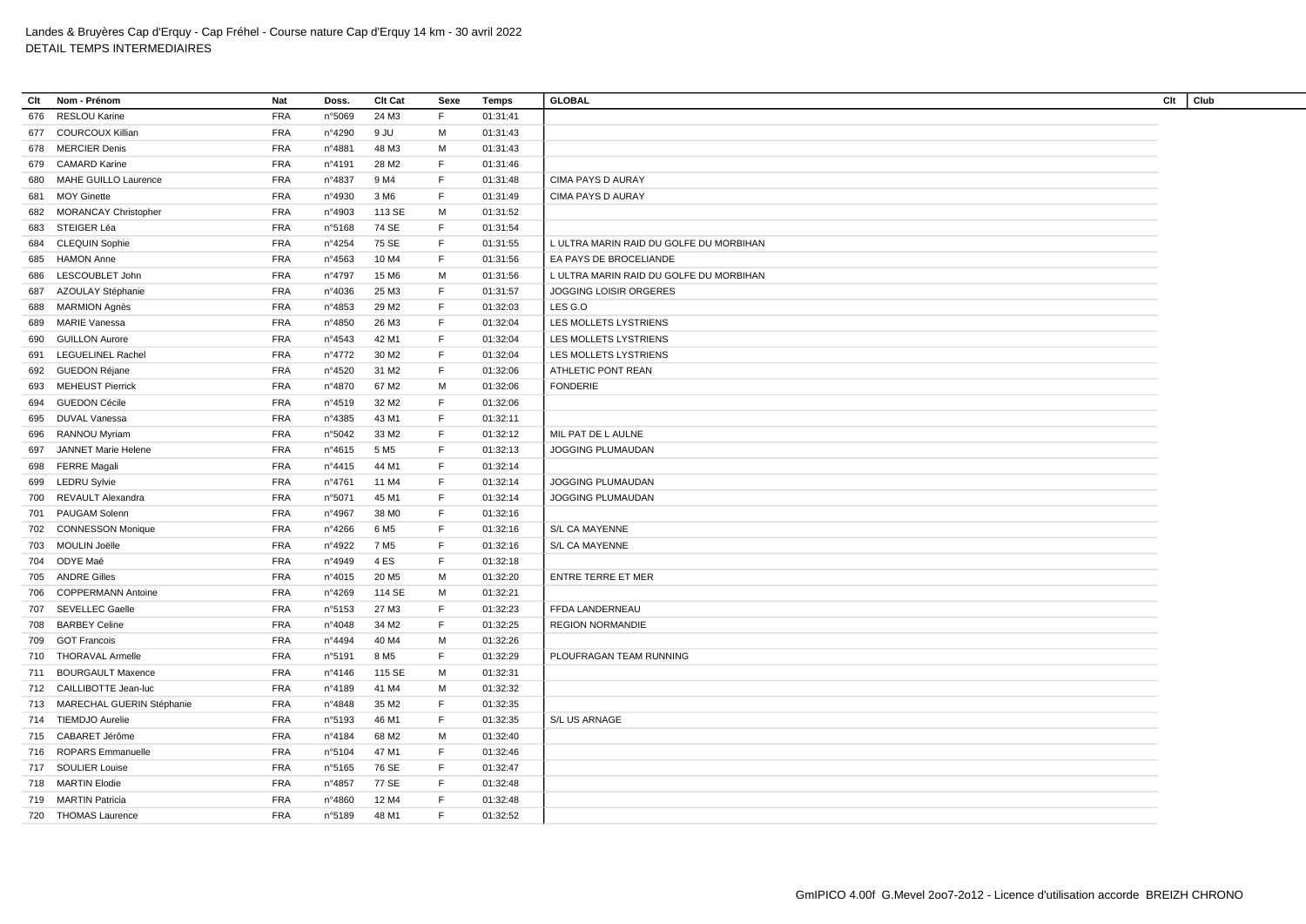Landes & Bruyères Cap d'Erquy - Cap Fréhel - Course nature Cap d'Erquy 14 km - 30 avril 2022
DETAIL TEMPS INTERMEDIAIRES

| Clt | Nom - Prénom | Nat | Doss. | Clt Cat | Sexe | Temps | GLOBAL | Clt | Club |
|---|---|---|---|---|---|---|---|---|---|
| 676 | RESLOU Karine | FRA | n°5069 | 24 M3 | F | 01:31:41 | | | |
| 677 | COURCOUX Killian | FRA | n°4290 | 9 JU | M | 01:31:43 | | | |
| 678 | MERCIER Denis | FRA | n°4881 | 48 M3 | M | 01:31:43 | | | |
| 679 | CAMARD Karine | FRA | n°4191 | 28 M2 | F | 01:31:46 | | | |
| 680 | MAHE GUILLO Laurence | FRA | n°4837 | 9 M4 | F | 01:31:48 | CIMA PAYS D AURAY | | |
| 681 | MOY Ginette | FRA | n°4930 | 3 M6 | F | 01:31:49 | CIMA PAYS D AURAY | | |
| 682 | MORANCAY Christopher | FRA | n°4903 | 113 SE | M | 01:31:52 | | | |
| 683 | STEIGER Léa | FRA | n°5168 | 74 SE | F | 01:31:54 | | | |
| 684 | CLEQUIN Sophie | FRA | n°4254 | 75 SE | F | 01:31:55 | L ULTRA MARIN RAID DU GOLFE DU MORBIHAN | | |
| 685 | HAMON Anne | FRA | n°4563 | 10 M4 | F | 01:31:56 | EA PAYS DE BROCELIANDE | | |
| 686 | LESCOUBLET John | FRA | n°4797 | 15 M6 | M | 01:31:56 | L ULTRA MARIN RAID DU GOLFE DU MORBIHAN | | |
| 687 | AZOULAY Stéphanie | FRA | n°4036 | 25 M3 | F | 01:31:57 | JOGGING LOISIR ORGERES | | |
| 688 | MARMION Agnès | FRA | n°4853 | 29 M2 | F | 01:32:03 | LES G.O | | |
| 689 | MARIE Vanessa | FRA | n°4850 | 26 M3 | F | 01:32:04 | LES MOLLETS LYSTRIENS | | |
| 690 | GUILLON Aurore | FRA | n°4543 | 42 M1 | F | 01:32:04 | LES MOLLETS LYSTRIENS | | |
| 691 | LEGUELINEL Rachel | FRA | n°4772 | 30 M2 | F | 01:32:04 | LES MOLLETS LYSTRIENS | | |
| 692 | GUEDON Réjane | FRA | n°4520 | 31 M2 | F | 01:32:06 | ATHLETIC PONT REAN | | |
| 693 | MEHEUST Pierrick | FRA | n°4870 | 67 M2 | M | 01:32:06 | FONDERIE | | |
| 694 | GUEDON Cécile | FRA | n°4519 | 32 M2 | F | 01:32:06 | | | |
| 695 | DUVAL Vanessa | FRA | n°4385 | 43 M1 | F | 01:32:11 | | | |
| 696 | RANNOU Myriam | FRA | n°5042 | 33 M2 | F | 01:32:12 | MIL PAT DE L AULNE | | |
| 697 | JANNET Marie Helene | FRA | n°4615 | 5 M5 | F | 01:32:13 | JOGGING PLUMAUDAN | | |
| 698 | FERRE Magali | FRA | n°4415 | 44 M1 | F | 01:32:14 | | | |
| 699 | LEDRU Sylvie | FRA | n°4761 | 11 M4 | F | 01:32:14 | JOGGING PLUMAUDAN | | |
| 700 | REVAULT Alexandra | FRA | n°5071 | 45 M1 | F | 01:32:14 | JOGGING PLUMAUDAN | | |
| 701 | PAUGAM Solenn | FRA | n°4967 | 38 M0 | F | 01:32:16 | | | |
| 702 | CONNESSON Monique | FRA | n°4266 | 6 M5 | F | 01:32:16 | S/L CA MAYENNE | | |
| 703 | MOULIN Joëlle | FRA | n°4922 | 7 M5 | F | 01:32:16 | S/L CA MAYENNE | | |
| 704 | ODYE Maé | FRA | n°4949 | 4 ES | F | 01:32:18 | | | |
| 705 | ANDRE Gilles | FRA | n°4015 | 20 M5 | M | 01:32:20 | ENTRE TERRE ET MER | | |
| 706 | COPPERMANN Antoine | FRA | n°4269 | 114 SE | M | 01:32:21 | | | |
| 707 | SEVELLEC Gaelle | FRA | n°5153 | 27 M3 | F | 01:32:23 | FFDA LANDERNEAU | | |
| 708 | BARBEY Celine | FRA | n°4048 | 34 M2 | F | 01:32:25 | REGION NORMANDIE | | |
| 709 | GOT Francois | FRA | n°4494 | 40 M4 | M | 01:32:26 | | | |
| 710 | THORAVAL Armelle | FRA | n°5191 | 8 M5 | F | 01:32:29 | PLOUFRAGAN TEAM RUNNING | | |
| 711 | BOURGAULT Maxence | FRA | n°4146 | 115 SE | M | 01:32:31 | | | |
| 712 | CAILLIBOTTE Jean-luc | FRA | n°4189 | 41 M4 | M | 01:32:32 | | | |
| 713 | MARECHAL GUERIN Stéphanie | FRA | n°4848 | 35 M2 | F | 01:32:35 | | | |
| 714 | TIEMDJO Aurelie | FRA | n°5193 | 46 M1 | F | 01:32:35 | S/L US ARNAGE | | |
| 715 | CABARET Jérôme | FRA | n°4184 | 68 M2 | M | 01:32:40 | | | |
| 716 | ROPARS Emmanuelle | FRA | n°5104 | 47 M1 | F | 01:32:46 | | | |
| 717 | SOULIER Louise | FRA | n°5165 | 76 SE | F | 01:32:47 | | | |
| 718 | MARTIN Elodie | FRA | n°4857 | 77 SE | F | 01:32:48 | | | |
| 719 | MARTIN Patricia | FRA | n°4860 | 12 M4 | F | 01:32:48 | | | |
| 720 | THOMAS Laurence | FRA | n°5189 | 48 M1 | F | 01:32:52 | | | |

GmIPICO 4.00f G.Mevel 2oo7-2o12 - Licence d'utilisation accorde BREIZH CHRONO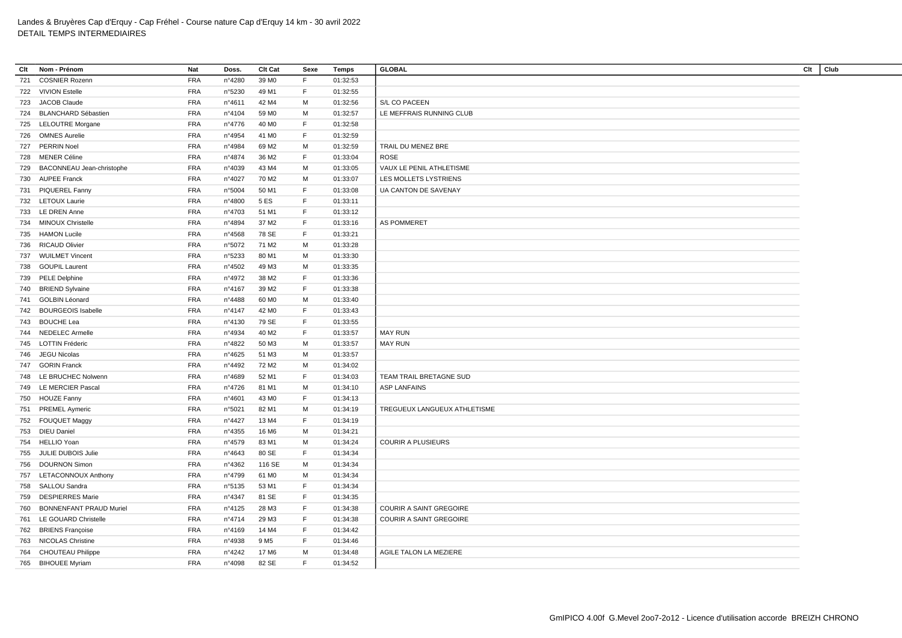Landes & Bruyères Cap d'Erquy - Cap Fréhel - Course nature Cap d'Erquy 14 km - 30 avril 2022
DETAIL TEMPS INTERMEDIAIRES

| Clt | Nom - Prénom | Nat | Doss. | Clt Cat | Sexe | Temps | GLOBAL | Clt | Club |
|---|---|---|---|---|---|---|---|---|---|
| 721 | COSNIER Rozenn | FRA | n°4280 | 39 M0 | F | 01:32:53 | | | |
| 722 | VIVION Estelle | FRA | n°5230 | 49 M1 | F | 01:32:55 | | | |
| 723 | JACOB Claude | FRA | n°4611 | 42 M4 | M | 01:32:56 | S/L CO PACEEN | | |
| 724 | BLANCHARD Sébastien | FRA | n°4104 | 59 M0 | M | 01:32:57 | LE MEFFRAIS RUNNING CLUB | | |
| 725 | LELOUTRE Morgane | FRA | n°4776 | 40 M0 | F | 01:32:58 | | | |
| 726 | OMNES Aurelie | FRA | n°4954 | 41 M0 | F | 01:32:59 | | | |
| 727 | PERRIN Noel | FRA | n°4984 | 69 M2 | M | 01:32:59 | TRAIL DU MENEZ BRE | | |
| 728 | MENER Céline | FRA | n°4874 | 36 M2 | F | 01:33:04 | ROSE | | |
| 729 | BACONNEAU Jean-christophe | FRA | n°4039 | 43 M4 | M | 01:33:05 | VAUX LE PENIL ATHLETISME | | |
| 730 | AUPEE Franck | FRA | n°4027 | 70 M2 | M | 01:33:07 | LES MOLLETS LYSTRIENS | | |
| 731 | PIQUEREL Fanny | FRA | n°5004 | 50 M1 | F | 01:33:08 | UA CANTON DE SAVENAY | | |
| 732 | LETOUX Laurie | FRA | n°4800 | 5 ES | F | 01:33:11 | | | |
| 733 | LE DREN Anne | FRA | n°4703 | 51 M1 | F | 01:33:12 | | | |
| 734 | MINOUX Christelle | FRA | n°4894 | 37 M2 | F | 01:33:16 | AS POMMERET | | |
| 735 | HAMON Lucile | FRA | n°4568 | 78 SE | F | 01:33:21 | | | |
| 736 | RICAUD Olivier | FRA | n°5072 | 71 M2 | M | 01:33:28 | | | |
| 737 | WUILMET Vincent | FRA | n°5233 | 80 M1 | M | 01:33:30 | | | |
| 738 | GOUPIL Laurent | FRA | n°4502 | 49 M3 | M | 01:33:35 | | | |
| 739 | PELE Delphine | FRA | n°4972 | 38 M2 | F | 01:33:36 | | | |
| 740 | BRIEND Sylvaine | FRA | n°4167 | 39 M2 | F | 01:33:38 | | | |
| 741 | GOLBIN Léonard | FRA | n°4488 | 60 M0 | M | 01:33:40 | | | |
| 742 | BOURGEOIS Isabelle | FRA | n°4147 | 42 M0 | F | 01:33:43 | | | |
| 743 | BOUCHE Lea | FRA | n°4130 | 79 SE | F | 01:33:55 | | | |
| 744 | NEDELEC Armelle | FRA | n°4934 | 40 M2 | F | 01:33:57 | MAY RUN | | |
| 745 | LOTTIN Fréderic | FRA | n°4822 | 50 M3 | M | 01:33:57 | MAY RUN | | |
| 746 | JEGU Nicolas | FRA | n°4625 | 51 M3 | M | 01:33:57 | | | |
| 747 | GORIN Franck | FRA | n°4492 | 72 M2 | M | 01:34:02 | | | |
| 748 | LE BRUCHEC Nolwenn | FRA | n°4689 | 52 M1 | F | 01:34:03 | TEAM TRAIL BRETAGNE SUD | | |
| 749 | LE MERCIER Pascal | FRA | n°4726 | 81 M1 | M | 01:34:10 | ASP LANFAINS | | |
| 750 | HOUZE Fanny | FRA | n°4601 | 43 M0 | F | 01:34:13 | | | |
| 751 | PREMEL Aymeric | FRA | n°5021 | 82 M1 | M | 01:34:19 | TREGUEUX LANGUEUX ATHLETISME | | |
| 752 | FOUQUET Maggy | FRA | n°4427 | 13 M4 | F | 01:34:19 | | | |
| 753 | DIEU Daniel | FRA | n°4355 | 16 M6 | M | 01:34:21 | | | |
| 754 | HELLIO Yoan | FRA | n°4579 | 83 M1 | M | 01:34:24 | COURIR A PLUSIEURS | | |
| 755 | JULIE DUBOIS Julie | FRA | n°4643 | 80 SE | F | 01:34:34 | | | |
| 756 | DOURNON Simon | FRA | n°4362 | 116 SE | M | 01:34:34 | | | |
| 757 | LETACONNOUX Anthony | FRA | n°4799 | 61 M0 | M | 01:34:34 | | | |
| 758 | SALLOU Sandra | FRA | n°5135 | 53 M1 | F | 01:34:34 | | | |
| 759 | DESPIERRES Marie | FRA | n°4347 | 81 SE | F | 01:34:35 | | | |
| 760 | BONNENFANT PRAUD Muriel | FRA | n°4125 | 28 M3 | F | 01:34:38 | COURIR A SAINT GREGOIRE | | |
| 761 | LE GOUARD Christelle | FRA | n°4714 | 29 M3 | F | 01:34:38 | COURIR A SAINT GREGOIRE | | |
| 762 | BRIENS Françoise | FRA | n°4169 | 14 M4 | F | 01:34:42 | | | |
| 763 | NICOLAS Christine | FRA | n°4938 | 9 M5 | F | 01:34:46 | | | |
| 764 | CHOUTEAU Philippe | FRA | n°4242 | 17 M6 | M | 01:34:48 | AGILE TALON LA MEZIERE | | |
| 765 | BIHOUEE Myriam | FRA | n°4098 | 82 SE | F | 01:34:52 | | | |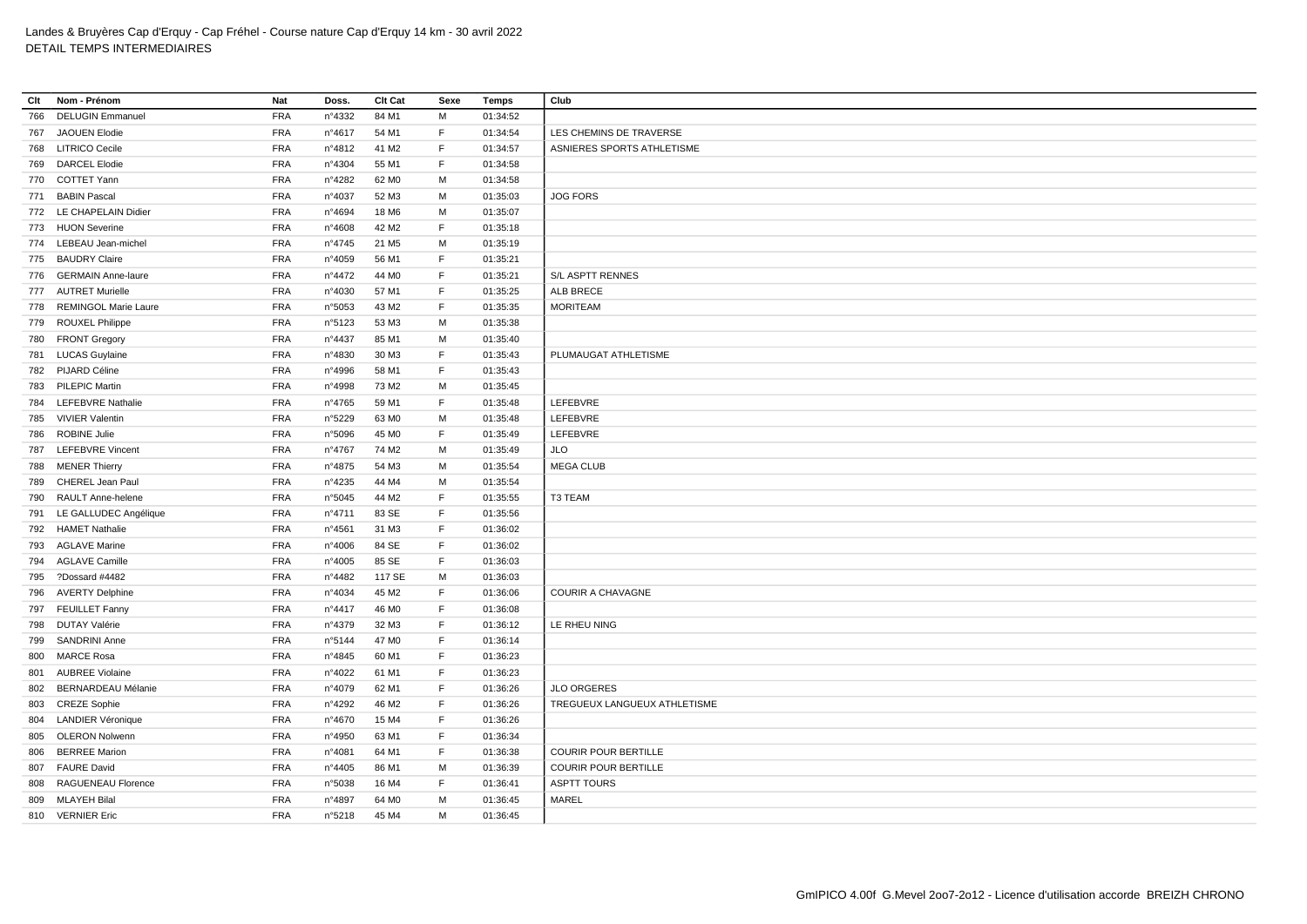Landes & Bruyères Cap d'Erquy - Cap Fréhel - Course nature Cap d'Erquy 14 km - 30 avril 2022
DETAIL TEMPS INTERMEDIAIRES

| Clt | Nom - Prénom | Nat | Doss. | Clt Cat | Sexe | Temps | Club |
|---|---|---|---|---|---|---|---|
| 766 | DELUGIN Emmanuel | FRA | n°4332 | 84 M1 | M | 01:34:52 | |
| 767 | JAOUEN Elodie | FRA | n°4617 | 54 M1 | F | 01:34:54 | LES CHEMINS DE TRAVERSE |
| 768 | LITRICO Cecile | FRA | n°4812 | 41 M2 | F | 01:34:57 | ASNIERES SPORTS ATHLETISME |
| 769 | DARCEL Elodie | FRA | n°4304 | 55 M1 | F | 01:34:58 | |
| 770 | COTTET Yann | FRA | n°4282 | 62 M0 | M | 01:34:58 | |
| 771 | BABIN Pascal | FRA | n°4037 | 52 M3 | M | 01:35:03 | JOG FORS |
| 772 | LE CHAPELAIN Didier | FRA | n°4694 | 18 M6 | M | 01:35:07 | |
| 773 | HUON Severine | FRA | n°4608 | 42 M2 | F | 01:35:18 | |
| 774 | LEBEAU Jean-michel | FRA | n°4745 | 21 M5 | M | 01:35:19 | |
| 775 | BAUDRY Claire | FRA | n°4059 | 56 M1 | F | 01:35:21 | |
| 776 | GERMAIN Anne-laure | FRA | n°4472 | 44 M0 | F | 01:35:21 | S/L ASPTT RENNES |
| 777 | AUTRET Murielle | FRA | n°4030 | 57 M1 | F | 01:35:25 | ALB BRECE |
| 778 | REMINGOL Marie Laure | FRA | n°5053 | 43 M2 | F | 01:35:35 | MORITEAM |
| 779 | ROUXEL Philippe | FRA | n°5123 | 53 M3 | M | 01:35:38 | |
| 780 | FRONT Gregory | FRA | n°4437 | 85 M1 | M | 01:35:40 | |
| 781 | LUCAS Guylaine | FRA | n°4830 | 30 M3 | F | 01:35:43 | PLUMAUGAT ATHLETISME |
| 782 | PIJARD Céline | FRA | n°4996 | 58 M1 | F | 01:35:43 | |
| 783 | PILEPIC Martin | FRA | n°4998 | 73 M2 | M | 01:35:45 | |
| 784 | LEFEBVRE Nathalie | FRA | n°4765 | 59 M1 | F | 01:35:48 | LEFEBVRE |
| 785 | VIVIER Valentin | FRA | n°5229 | 63 M0 | M | 01:35:48 | LEFEBVRE |
| 786 | ROBINE Julie | FRA | n°5096 | 45 M0 | F | 01:35:49 | LEFEBVRE |
| 787 | LEFEBVRE Vincent | FRA | n°4767 | 74 M2 | M | 01:35:49 | JLO |
| 788 | MENER Thierry | FRA | n°4875 | 54 M3 | M | 01:35:54 | MEGA CLUB |
| 789 | CHEREL Jean Paul | FRA | n°4235 | 44 M4 | M | 01:35:54 | |
| 790 | RAULT Anne-helene | FRA | n°5045 | 44 M2 | F | 01:35:55 | T3 TEAM |
| 791 | LE GALLUDEC Angélique | FRA | n°4711 | 83 SE | F | 01:35:56 | |
| 792 | HAMET Nathalie | FRA | n°4561 | 31 M3 | F | 01:36:02 | |
| 793 | AGLAVE Marine | FRA | n°4006 | 84 SE | F | 01:36:02 | |
| 794 | AGLAVE Camille | FRA | n°4005 | 85 SE | F | 01:36:03 | |
| 795 | ?Dossard #4482 | FRA | n°4482 | 117 SE | M | 01:36:03 | |
| 796 | AVERTY Delphine | FRA | n°4034 | 45 M2 | F | 01:36:06 | COURIR A CHAVAGNE |
| 797 | FEUILLET Fanny | FRA | n°4417 | 46 M0 | F | 01:36:08 | |
| 798 | DUTAY Valérie | FRA | n°4379 | 32 M3 | F | 01:36:12 | LE RHEU NING |
| 799 | SANDRINI Anne | FRA | n°5144 | 47 M0 | F | 01:36:14 | |
| 800 | MARCE Rosa | FRA | n°4845 | 60 M1 | F | 01:36:23 | |
| 801 | AUBREE Violaine | FRA | n°4022 | 61 M1 | F | 01:36:23 | |
| 802 | BERNARDEAU Mélanie | FRA | n°4079 | 62 M1 | F | 01:36:26 | JLO ORGERES |
| 803 | CREZE Sophie | FRA | n°4292 | 46 M2 | F | 01:36:26 | TREGUEUX LANGUEUX ATHLETISME |
| 804 | LANDIER Véronique | FRA | n°4670 | 15 M4 | F | 01:36:26 | |
| 805 | OLERON Nolwenn | FRA | n°4950 | 63 M1 | F | 01:36:34 | |
| 806 | BERREE Marion | FRA | n°4081 | 64 M1 | F | 01:36:38 | COURIR POUR BERTILLE |
| 807 | FAURE David | FRA | n°4405 | 86 M1 | M | 01:36:39 | COURIR POUR BERTILLE |
| 808 | RAGUENEAU Florence | FRA | n°5038 | 16 M4 | F | 01:36:41 | ASPTT TOURS |
| 809 | MLAYEH Bilal | FRA | n°4897 | 64 M0 | M | 01:36:45 | MAREL |
| 810 | VERNIER Eric | FRA | n°5218 | 45 M4 | M | 01:36:45 | |

GmIPICO 4.00f G.Mevel 2oo7-2o12 - Licence d'utilisation accorde BREIZH CHRONO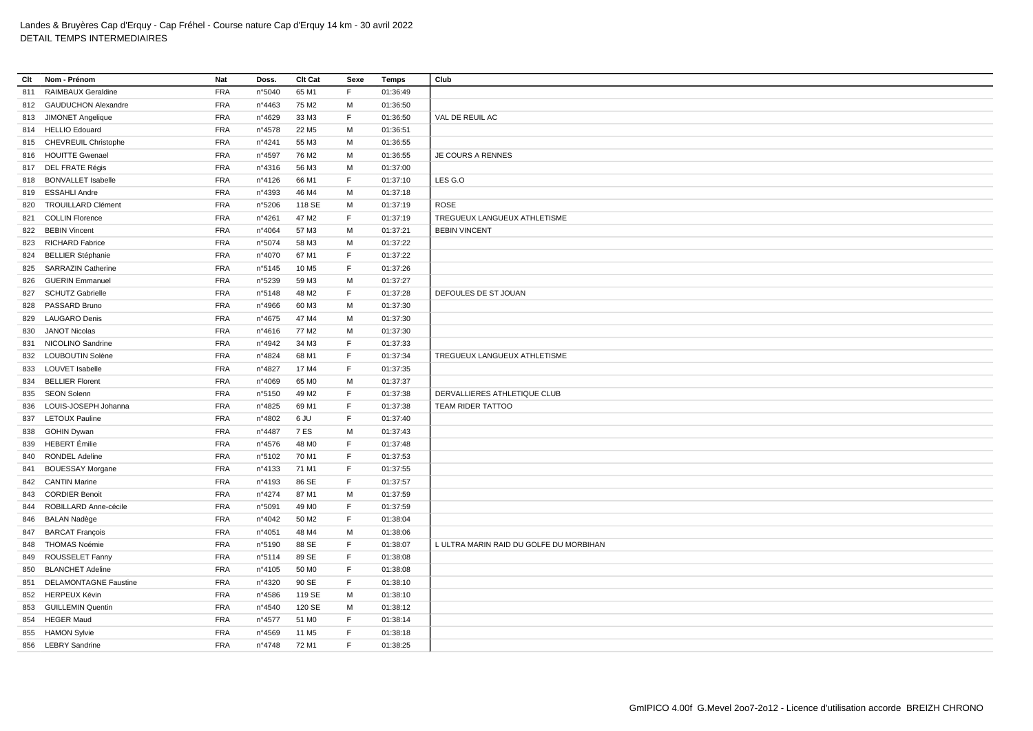Landes & Bruyères Cap d'Erquy - Cap Fréhel - Course nature Cap d'Erquy 14 km - 30 avril 2022
DETAIL TEMPS INTERMEDIAIRES

| Clt | Nom - Prénom | Nat | Doss. | Clt Cat | Sexe | Temps | Club |
|---|---|---|---|---|---|---|---|
| 811 | RAIMBAUX Geraldine | FRA | n°5040 | 65 M1 | F | 01:36:49 | |
| 812 | GAUDUCHON Alexandre | FRA | n°4463 | 75 M2 | M | 01:36:50 | |
| 813 | JIMONET Angelique | FRA | n°4629 | 33 M3 | F | 01:36:50 | VAL DE REUIL AC |
| 814 | HELLIO Edouard | FRA | n°4578 | 22 M5 | M | 01:36:51 | |
| 815 | CHEVREUIL Christophe | FRA | n°4241 | 55 M3 | M | 01:36:55 | |
| 816 | HOUITTE Gwenael | FRA | n°4597 | 76 M2 | M | 01:36:55 | JE COURS A RENNES |
| 817 | DEL FRATE Régis | FRA | n°4316 | 56 M3 | M | 01:37:00 | |
| 818 | BONVALLET Isabelle | FRA | n°4126 | 66 M1 | F | 01:37:10 | LES G.O |
| 819 | ESSAHLI Andre | FRA | n°4393 | 46 M4 | M | 01:37:18 | |
| 820 | TROUILLARD Clément | FRA | n°5206 | 118 SE | M | 01:37:19 | ROSE |
| 821 | COLLIN Florence | FRA | n°4261 | 47 M2 | F | 01:37:19 | TREGUEUX LANGUEUX ATHLETISME |
| 822 | BEBIN Vincent | FRA | n°4064 | 57 M3 | M | 01:37:21 | BEBIN VINCENT |
| 823 | RICHARD Fabrice | FRA | n°5074 | 58 M3 | M | 01:37:22 | |
| 824 | BELLIER Stéphanie | FRA | n°4070 | 67 M1 | F | 01:37:22 | |
| 825 | SARRAZIN Catherine | FRA | n°5145 | 10 M5 | F | 01:37:26 | |
| 826 | GUERIN Emmanuel | FRA | n°5239 | 59 M3 | M | 01:37:27 | |
| 827 | SCHUTZ Gabrielle | FRA | n°5148 | 48 M2 | F | 01:37:28 | DEFOULES DE ST JOUAN |
| 828 | PASSARD Bruno | FRA | n°4966 | 60 M3 | M | 01:37:30 | |
| 829 | LAUGARO Denis | FRA | n°4675 | 47 M4 | M | 01:37:30 | |
| 830 | JANOT Nicolas | FRA | n°4616 | 77 M2 | M | 01:37:30 | |
| 831 | NICOLINO Sandrine | FRA | n°4942 | 34 M3 | F | 01:37:33 | |
| 832 | LOUBOUTIN Solène | FRA | n°4824 | 68 M1 | F | 01:37:34 | TREGUEUX LANGUEUX ATHLETISME |
| 833 | LOUVET Isabelle | FRA | n°4827 | 17 M4 | F | 01:37:35 | |
| 834 | BELLIER Florent | FRA | n°4069 | 65 M0 | M | 01:37:37 | |
| 835 | SEON Solenn | FRA | n°5150 | 49 M2 | F | 01:37:38 | DERVALLIERES ATHLETIQUE CLUB |
| 836 | LOUIS-JOSEPH Johanna | FRA | n°4825 | 69 M1 | F | 01:37:38 | TEAM RIDER TATTOO |
| 837 | LETOUX Pauline | FRA | n°4802 | 6 JU | F | 01:37:40 | |
| 838 | GOHIN Dywan | FRA | n°4487 | 7 ES | M | 01:37:43 | |
| 839 | HEBERT Émilie | FRA | n°4576 | 48 M0 | F | 01:37:48 | |
| 840 | RONDEL Adeline | FRA | n°5102 | 70 M1 | F | 01:37:53 | |
| 841 | BOUESSAY Morgane | FRA | n°4133 | 71 M1 | F | 01:37:55 | |
| 842 | CANTIN Marine | FRA | n°4193 | 86 SE | F | 01:37:57 | |
| 843 | CORDIER Benoit | FRA | n°4274 | 87 M1 | M | 01:37:59 | |
| 844 | ROBILLARD Anne-cécile | FRA | n°5091 | 49 M0 | F | 01:37:59 | |
| 846 | BALAN Nadège | FRA | n°4042 | 50 M2 | F | 01:38:04 | |
| 847 | BARCAT François | FRA | n°4051 | 48 M4 | M | 01:38:06 | |
| 848 | THOMAS Noémie | FRA | n°5190 | 88 SE | F | 01:38:07 | L ULTRA MARIN RAID DU GOLFE DU MORBIHAN |
| 849 | ROUSSELET Fanny | FRA | n°5114 | 89 SE | F | 01:38:08 | |
| 850 | BLANCHET Adeline | FRA | n°4105 | 50 M0 | F | 01:38:08 | |
| 851 | DELAMONTAGNE Faustine | FRA | n°4320 | 90 SE | F | 01:38:10 | |
| 852 | HERPEUX Kévin | FRA | n°4586 | 119 SE | M | 01:38:10 | |
| 853 | GUILLEMIN Quentin | FRA | n°4540 | 120 SE | M | 01:38:12 | |
| 854 | HEGER Maud | FRA | n°4577 | 51 M0 | F | 01:38:14 | |
| 855 | HAMON Sylvie | FRA | n°4569 | 11 M5 | F | 01:38:18 | |
| 856 | LEBRY Sandrine | FRA | n°4748 | 72 M1 | F | 01:38:25 | |

GmIPICO 4.00f G.Mevel 2oo7-2o12 - Licence d'utilisation accorde BREIZH CHRONO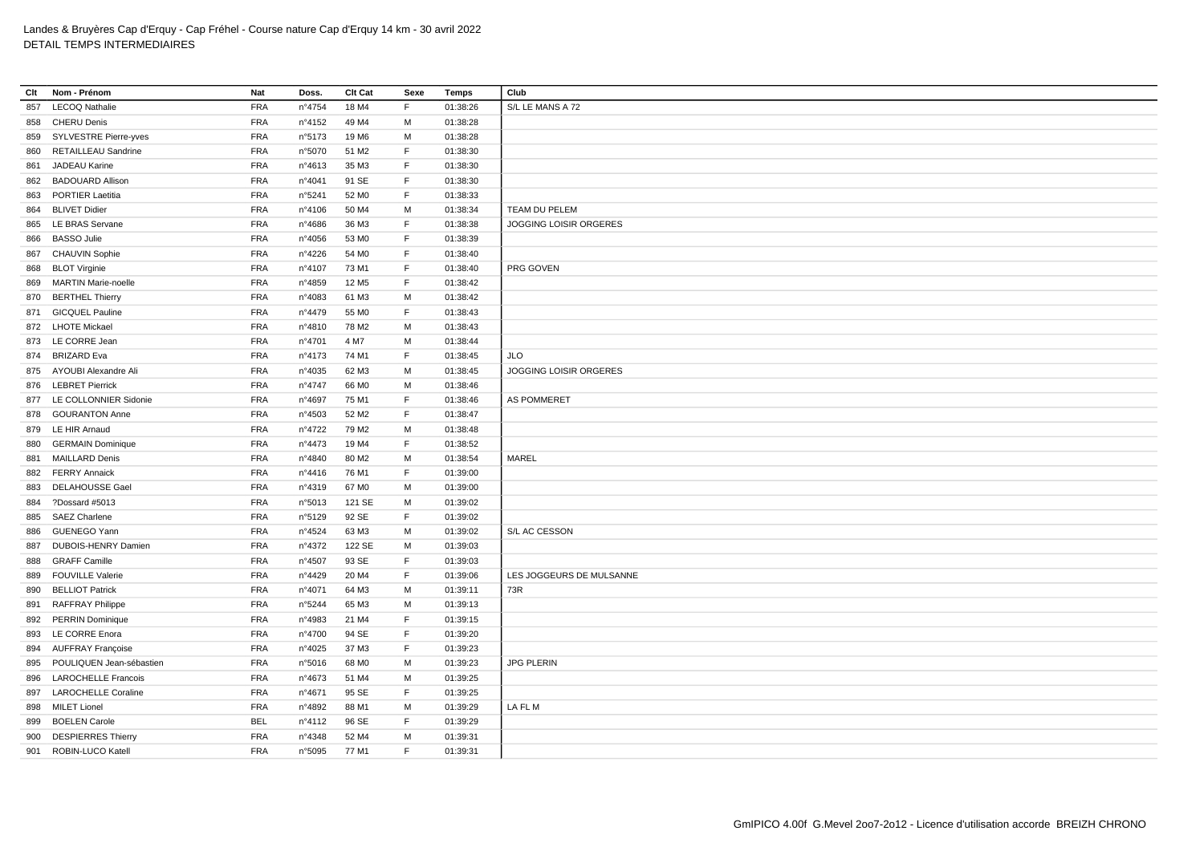Landes & Bruyères Cap d'Erquy - Cap Fréhel - Course nature Cap d'Erquy 14 km - 30 avril 2022
DETAIL TEMPS INTERMEDIAIRES

| Clt | Nom - Prénom | Nat | Doss. | Clt Cat | Sexe | Temps | Club |
|---|---|---|---|---|---|---|---|
| 857 | LECOQ Nathalie | FRA | n°4754 | 18 M4 | F | 01:38:26 | S/L LE MANS A 72 |
| 858 | CHERU Denis | FRA | n°4152 | 49 M4 | M | 01:38:28 | |
| 859 | SYLVESTRE Pierre-yves | FRA | n°5173 | 19 M6 | M | 01:38:28 | |
| 860 | RETAILLEAU Sandrine | FRA | n°5070 | 51 M2 | F | 01:38:30 | |
| 861 | JADEAU Karine | FRA | n°4613 | 35 M3 | F | 01:38:30 | |
| 862 | BADOUARD Allison | FRA | n°4041 | 91 SE | F | 01:38:30 | |
| 863 | PORTIER Laetitia | FRA | n°5241 | 52 M0 | F | 01:38:33 | |
| 864 | BLIVET Didier | FRA | n°4106 | 50 M4 | M | 01:38:34 | TEAM DU PELEM |
| 865 | LE BRAS Servane | FRA | n°4686 | 36 M3 | F | 01:38:38 | JOGGING LOISIR ORGERES |
| 866 | BASSO Julie | FRA | n°4056 | 53 M0 | F | 01:38:39 | |
| 867 | CHAUVIN Sophie | FRA | n°4226 | 54 M0 | F | 01:38:40 | |
| 868 | BLOT Virginie | FRA | n°4107 | 73 M1 | F | 01:38:40 | PRG GOVEN |
| 869 | MARTIN Marie-noelle | FRA | n°4859 | 12 M5 | F | 01:38:42 | |
| 870 | BERTHEL Thierry | FRA | n°4083 | 61 M3 | M | 01:38:42 | |
| 871 | GICQUEL Pauline | FRA | n°4479 | 55 M0 | F | 01:38:43 | |
| 872 | LHOTE Mickael | FRA | n°4810 | 78 M2 | M | 01:38:43 | |
| 873 | LE CORRE Jean | FRA | n°4701 | 4 M7 | M | 01:38:44 | |
| 874 | BRIZARD Eva | FRA | n°4173 | 74 M1 | F | 01:38:45 | JLO |
| 875 | AYOUBI Alexandre Ali | FRA | n°4035 | 62 M3 | M | 01:38:45 | JOGGING LOISIR ORGERES |
| 876 | LEBRET Pierrick | FRA | n°4747 | 66 M0 | M | 01:38:46 | |
| 877 | LE COLLONNIER Sidonie | FRA | n°4697 | 75 M1 | F | 01:38:46 | AS POMMERET |
| 878 | GOURANTON Anne | FRA | n°4503 | 52 M2 | F | 01:38:47 | |
| 879 | LE HIR Arnaud | FRA | n°4722 | 79 M2 | M | 01:38:48 | |
| 880 | GERMAIN Dominique | FRA | n°4473 | 19 M4 | F | 01:38:52 | |
| 881 | MAILLARD Denis | FRA | n°4840 | 80 M2 | M | 01:38:54 | MAREL |
| 882 | FERRY Annaick | FRA | n°4416 | 76 M1 | F | 01:39:00 | |
| 883 | DELAHOUSSE Gael | FRA | n°4319 | 67 M0 | M | 01:39:00 | |
| 884 | ?Dossard #5013 | FRA | n°5013 | 121 SE | M | 01:39:02 | |
| 885 | SAEZ Charlene | FRA | n°5129 | 92 SE | F | 01:39:02 | |
| 886 | GUENEGO Yann | FRA | n°4524 | 63 M3 | M | 01:39:02 | S/L AC CESSON |
| 887 | DUBOIS-HENRY Damien | FRA | n°4372 | 122 SE | M | 01:39:03 | |
| 888 | GRAFF Camille | FRA | n°4507 | 93 SE | F | 01:39:03 | |
| 889 | FOUVILLE Valerie | FRA | n°4429 | 20 M4 | F | 01:39:06 | LES JOGGEURS DE MULSANNE |
| 890 | BELLIOT Patrick | FRA | n°4071 | 64 M3 | M | 01:39:11 | 73R |
| 891 | RAFFRAY Philippe | FRA | n°5244 | 65 M3 | M | 01:39:13 | |
| 892 | PERRIN Dominique | FRA | n°4983 | 21 M4 | F | 01:39:15 | |
| 893 | LE CORRE Enora | FRA | n°4700 | 94 SE | F | 01:39:20 | |
| 894 | AUFFRAY Françoise | FRA | n°4025 | 37 M3 | F | 01:39:23 | |
| 895 | POULIQUEN Jean-sébastien | FRA | n°5016 | 68 M0 | M | 01:39:23 | JPG PLERIN |
| 896 | LAROCHELLE Francois | FRA | n°4673 | 51 M4 | M | 01:39:25 | |
| 897 | LAROCHELLE Coraline | FRA | n°4671 | 95 SE | F | 01:39:25 | |
| 898 | MILET Lionel | FRA | n°4892 | 88 M1 | M | 01:39:29 | LA FL M |
| 899 | BOELEN Carole | BEL | n°4112 | 96 SE | F | 01:39:29 | |
| 900 | DESPIERRES Thierry | FRA | n°4348 | 52 M4 | M | 01:39:31 | |
| 901 | ROBIN-LUCO Katell | FRA | n°5095 | 77 M1 | F | 01:39:31 | |

GmIPICO 4.00f G.Mevel 2oo7-2o12 - Licence d'utilisation accorde BREIZH CHRONO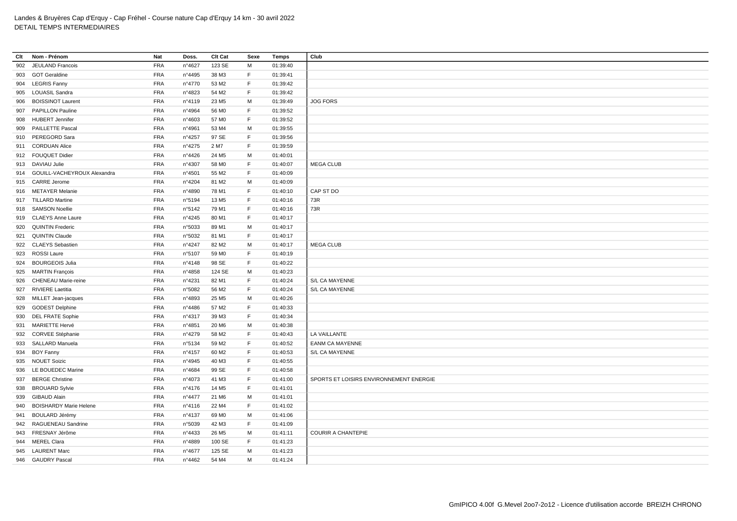Landes & Bruyères Cap d'Erquy - Cap Fréhel - Course nature Cap d'Erquy 14 km - 30 avril 2022
DETAIL TEMPS INTERMEDIAIRES

| Clt | Nom - Prénom | Nat | Doss. | Clt Cat | Sexe | Temps | Club |
|---|---|---|---|---|---|---|---|
| 902 | JEULAND Francois | FRA | n°4627 | 123 SE | M | 01:39:40 | |
| 903 | GOT Geraldine | FRA | n°4495 | 38 M3 | F | 01:39:41 | |
| 904 | LEGRIS Fanny | FRA | n°4770 | 53 M2 | F | 01:39:42 | |
| 905 | LOUASIL Sandra | FRA | n°4823 | 54 M2 | F | 01:39:42 | |
| 906 | BOISSINOT Laurent | FRA | n°4119 | 23 M5 | M | 01:39:49 | JOG FORS |
| 907 | PAPILLON Pauline | FRA | n°4964 | 56 M0 | F | 01:39:52 | |
| 908 | HUBERT Jennifer | FRA | n°4603 | 57 M0 | F | 01:39:52 | |
| 909 | PAILLETTE Pascal | FRA | n°4961 | 53 M4 | M | 01:39:55 | |
| 910 | PEREGORD Sara | FRA | n°4257 | 97 SE | F | 01:39:56 | |
| 911 | CORDUAN Alice | FRA | n°4275 | 2 M7 | F | 01:39:59 | |
| 912 | FOUQUET Didier | FRA | n°4426 | 24 M5 | M | 01:40:01 | |
| 913 | DAVIAU Julie | FRA | n°4307 | 58 M0 | F | 01:40:07 | MEGA CLUB |
| 914 | GOUILL-VACHEYROUX Alexandra | FRA | n°4501 | 55 M2 | F | 01:40:09 | |
| 915 | CARRE Jerome | FRA | n°4204 | 81 M2 | M | 01:40:09 | |
| 916 | METAYER Melanie | FRA | n°4890 | 78 M1 | F | 01:40:10 | CAP ST DO |
| 917 | TILLARD Martine | FRA | n°5194 | 13 M5 | F | 01:40:16 | 73R |
| 918 | SAMSON Noellie | FRA | n°5142 | 79 M1 | F | 01:40:16 | 73R |
| 919 | CLAEYS Anne Laure | FRA | n°4245 | 80 M1 | F | 01:40:17 | |
| 920 | QUINTIN Frederic | FRA | n°5033 | 89 M1 | M | 01:40:17 | |
| 921 | QUINTIN Claude | FRA | n°5032 | 81 M1 | F | 01:40:17 | |
| 922 | CLAEYS Sebastien | FRA | n°4247 | 82 M2 | M | 01:40:17 | MEGA CLUB |
| 923 | ROSSI Laure | FRA | n°5107 | 59 M0 | F | 01:40:19 | |
| 924 | BOURGEOIS Julia | FRA | n°4148 | 98 SE | F | 01:40:22 | |
| 925 | MARTIN François | FRA | n°4858 | 124 SE | M | 01:40:23 | |
| 926 | CHENEAU Marie-reine | FRA | n°4231 | 82 M1 | F | 01:40:24 | S/L CA MAYENNE |
| 927 | RIVIERE Laetitia | FRA | n°5082 | 56 M2 | F | 01:40:24 | S/L CA MAYENNE |
| 928 | MILLET Jean-jacques | FRA | n°4893 | 25 M5 | M | 01:40:26 | |
| 929 | GODEST Delphine | FRA | n°4486 | 57 M2 | F | 01:40:33 | |
| 930 | DEL FRATE Sophie | FRA | n°4317 | 39 M3 | F | 01:40:34 | |
| 931 | MARIETTE Hervé | FRA | n°4851 | 20 M6 | M | 01:40:38 | |
| 932 | CORVEE Stéphanie | FRA | n°4279 | 58 M2 | F | 01:40:43 | LA VAILLANTE |
| 933 | SALLARD Manuela | FRA | n°5134 | 59 M2 | F | 01:40:52 | EANM CA MAYENNE |
| 934 | BOY Fanny | FRA | n°4157 | 60 M2 | F | 01:40:53 | S/L CA MAYENNE |
| 935 | NOUET Soizic | FRA | n°4945 | 40 M3 | F | 01:40:55 | |
| 936 | LE BOUEDEC Marine | FRA | n°4684 | 99 SE | F | 01:40:58 | |
| 937 | BERGE Christine | FRA | n°4073 | 41 M3 | F | 01:41:00 | SPORTS ET LOISIRS ENVIRONNEMENT ENERGIE |
| 938 | BROUARD Sylvie | FRA | n°4176 | 14 M5 | F | 01:41:01 | |
| 939 | GIBAUD Alain | FRA | n°4477 | 21 M6 | M | 01:41:01 | |
| 940 | BOISHARDY Marie Helene | FRA | n°4116 | 22 M4 | F | 01:41:02 | |
| 941 | BOULARD Jérémy | FRA | n°4137 | 69 M0 | M | 01:41:06 | |
| 942 | RAGUENEAU Sandrine | FRA | n°5039 | 42 M3 | F | 01:41:09 | |
| 943 | FRESNAY Jérôme | FRA | n°4433 | 26 M5 | M | 01:41:11 | COURIR A CHANTEPIE |
| 944 | MEREL Clara | FRA | n°4889 | 100 SE | F | 01:41:23 | |
| 945 | LAURENT Marc | FRA | n°4677 | 125 SE | M | 01:41:23 | |
| 946 | GAUDRY Pascal | FRA | n°4462 | 54 M4 | M | 01:41:24 | |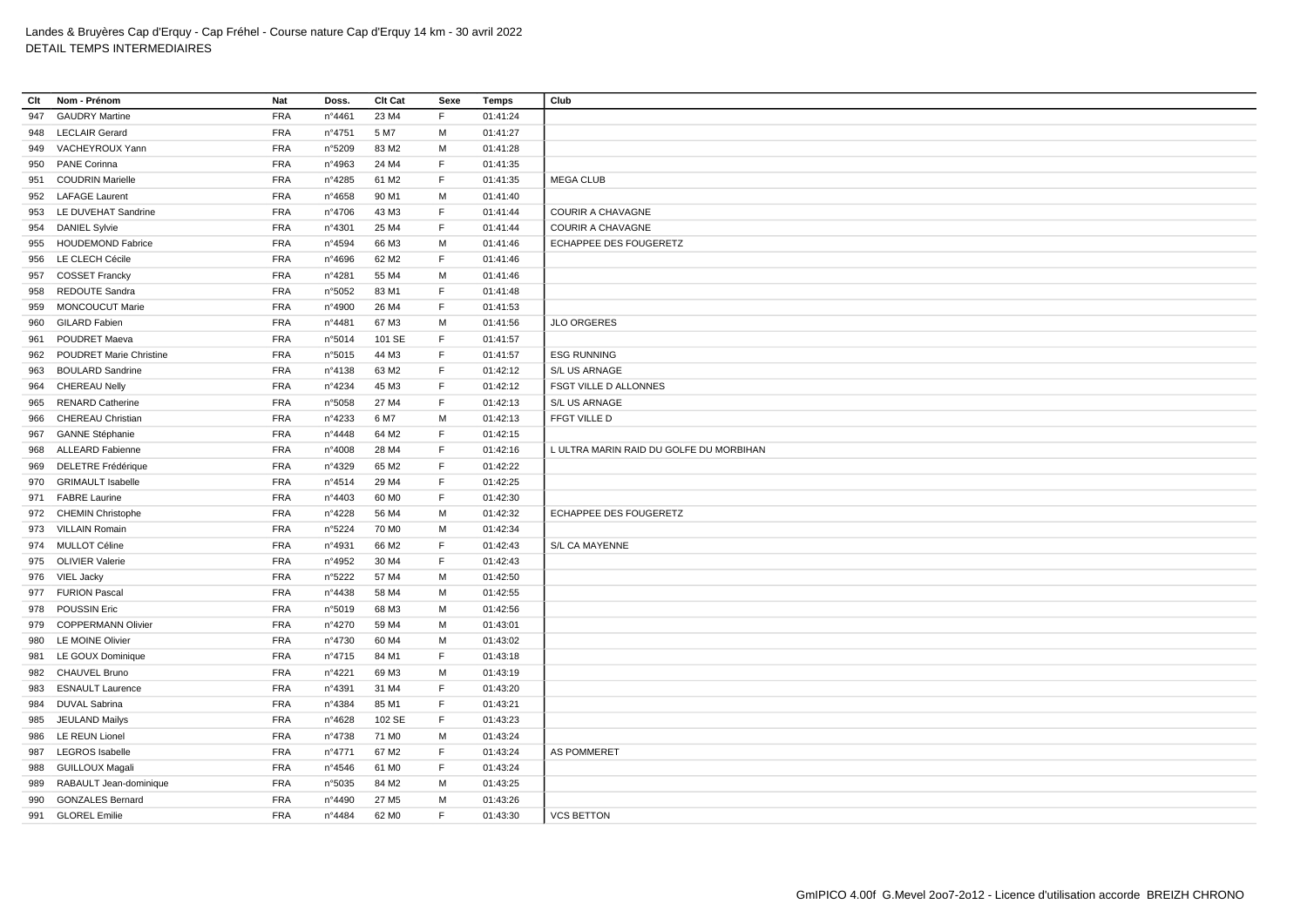Landes & Bruyères Cap d'Erquy - Cap Fréhel - Course nature Cap d'Erquy 14 km - 30 avril 2022
DETAIL TEMPS INTERMEDIAIRES

| Clt | Nom - Prénom | Nat | Doss. | Clt Cat | Sexe | Temps | Club |
|---|---|---|---|---|---|---|---|
| 947 | GAUDRY Martine | FRA | n°4461 | 23 M4 | F | 01:41:24 | |
| 948 | LECLAIR Gerard | FRA | n°4751 | 5 M7 | M | 01:41:27 | |
| 949 | VACHEYROUX Yann | FRA | n°5209 | 83 M2 | M | 01:41:28 | |
| 950 | PANE Corinna | FRA | n°4963 | 24 M4 | F | 01:41:35 | |
| 951 | COUDRIN Marielle | FRA | n°4285 | 61 M2 | F | 01:41:35 | MEGA CLUB |
| 952 | LAFAGE Laurent | FRA | n°4658 | 90 M1 | M | 01:41:40 | |
| 953 | LE DUVEHAT Sandrine | FRA | n°4706 | 43 M3 | F | 01:41:44 | COURIR A CHAVAGNE |
| 954 | DANIEL Sylvie | FRA | n°4301 | 25 M4 | F | 01:41:44 | COURIR A CHAVAGNE |
| 955 | HOUDEMOND Fabrice | FRA | n°4594 | 66 M3 | M | 01:41:46 | ECHAPPEE DES FOUGERETZ |
| 956 | LE CLECH Cécile | FRA | n°4696 | 62 M2 | F | 01:41:46 | |
| 957 | COSSET Francky | FRA | n°4281 | 55 M4 | M | 01:41:46 | |
| 958 | REDOUTE Sandra | FRA | n°5052 | 83 M1 | F | 01:41:48 | |
| 959 | MONCOUCUT Marie | FRA | n°4900 | 26 M4 | F | 01:41:53 | |
| 960 | GILARD Fabien | FRA | n°4481 | 67 M3 | M | 01:41:56 | JLO ORGERES |
| 961 | POUDRET Maeva | FRA | n°5014 | 101 SE | F | 01:41:57 | |
| 962 | POUDRET Marie Christine | FRA | n°5015 | 44 M3 | F | 01:41:57 | ESG RUNNING |
| 963 | BOULARD Sandrine | FRA | n°4138 | 63 M2 | F | 01:42:12 | S/L US ARNAGE |
| 964 | CHEREAU Nelly | FRA | n°4234 | 45 M3 | F | 01:42:12 | FSGT VILLE D ALLONNES |
| 965 | RENARD Catherine | FRA | n°5058 | 27 M4 | F | 01:42:13 | S/L US ARNAGE |
| 966 | CHEREAU Christian | FRA | n°4233 | 6 M7 | M | 01:42:13 | FFGT VILLE D |
| 967 | GANNE Stéphanie | FRA | n°4448 | 64 M2 | F | 01:42:15 | |
| 968 | ALLEARD Fabienne | FRA | n°4008 | 28 M4 | F | 01:42:16 | L ULTRA MARIN RAID DU GOLFE DU MORBIHAN |
| 969 | DELETRE Frédérique | FRA | n°4329 | 65 M2 | F | 01:42:22 | |
| 970 | GRIMAULT Isabelle | FRA | n°4514 | 29 M4 | F | 01:42:25 | |
| 971 | FABRE Laurine | FRA | n°4403 | 60 M0 | F | 01:42:30 | |
| 972 | CHEMIN Christophe | FRA | n°4228 | 56 M4 | M | 01:42:32 | ECHAPPEE DES FOUGERETZ |
| 973 | VILLAIN Romain | FRA | n°5224 | 70 M0 | M | 01:42:34 | |
| 974 | MULLOT Céline | FRA | n°4931 | 66 M2 | F | 01:42:43 | S/L CA MAYENNE |
| 975 | OLIVIER Valerie | FRA | n°4952 | 30 M4 | F | 01:42:43 | |
| 976 | VIEL Jacky | FRA | n°5222 | 57 M4 | M | 01:42:50 | |
| 977 | FURION Pascal | FRA | n°4438 | 58 M4 | M | 01:42:55 | |
| 978 | POUSSIN Eric | FRA | n°5019 | 68 M3 | M | 01:42:56 | |
| 979 | COPPERMANN Olivier | FRA | n°4270 | 59 M4 | M | 01:43:01 | |
| 980 | LE MOINE Olivier | FRA | n°4730 | 60 M4 | M | 01:43:02 | |
| 981 | LE GOUX Dominique | FRA | n°4715 | 84 M1 | F | 01:43:18 | |
| 982 | CHAUVEL Bruno | FRA | n°4221 | 69 M3 | M | 01:43:19 | |
| 983 | ESNAULT Laurence | FRA | n°4391 | 31 M4 | F | 01:43:20 | |
| 984 | DUVAL Sabrina | FRA | n°4384 | 85 M1 | F | 01:43:21 | |
| 985 | JEULAND Mailys | FRA | n°4628 | 102 SE | F | 01:43:23 | |
| 986 | LE REUN Lionel | FRA | n°4738 | 71 M0 | M | 01:43:24 | |
| 987 | LEGROS Isabelle | FRA | n°4771 | 67 M2 | F | 01:43:24 | AS POMMERET |
| 988 | GUILLOUX Magali | FRA | n°4546 | 61 M0 | F | 01:43:24 | |
| 989 | RABAULT Jean-dominique | FRA | n°5035 | 84 M2 | M | 01:43:25 | |
| 990 | GONZALES Bernard | FRA | n°4490 | 27 M5 | M | 01:43:26 | |
| 991 | GLOREL Emilie | FRA | n°4484 | 62 M0 | F | 01:43:30 | VCS BETTON |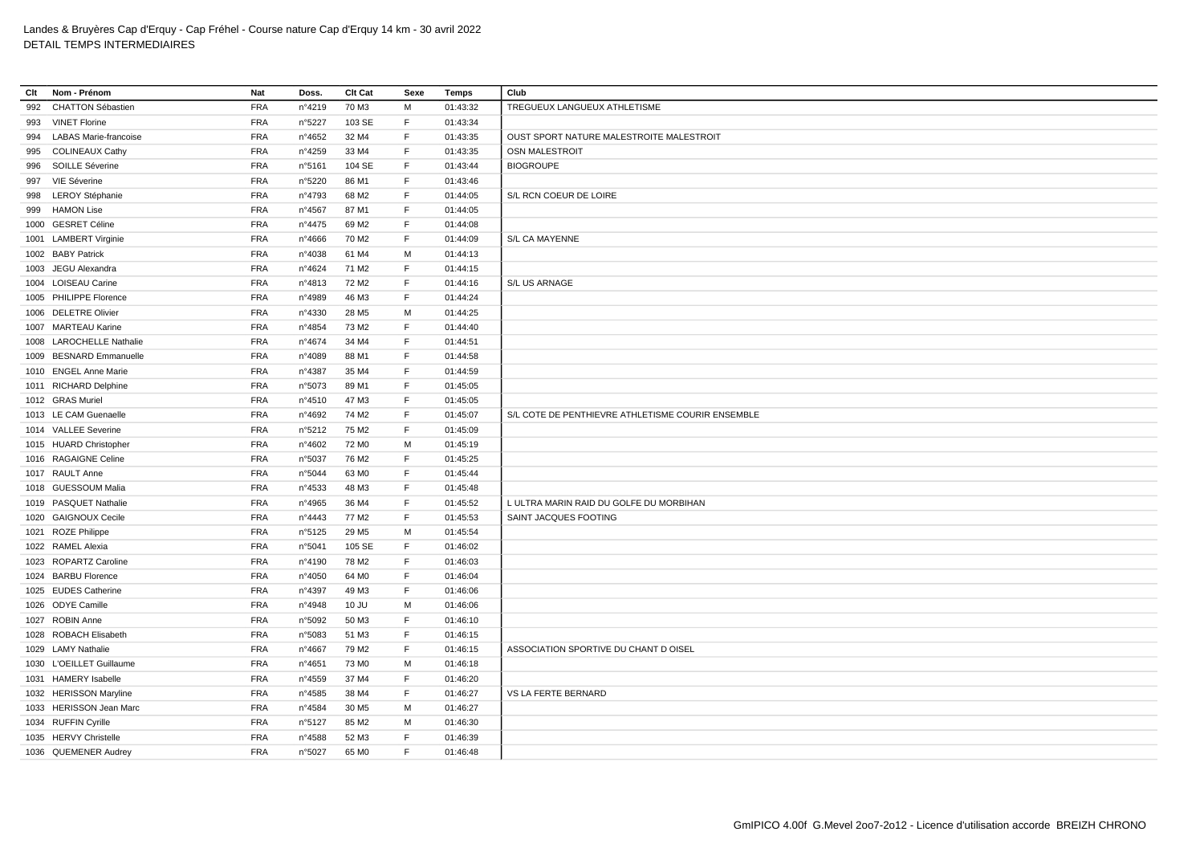Landes & Bruyères Cap d'Erquy - Cap Fréhel - Course nature Cap d'Erquy 14 km - 30 avril 2022
DETAIL TEMPS INTERMEDIAIRES

| Clt | Nom - Prénom | Nat | Doss. | Clt Cat | Sexe | Temps | Club |
|---|---|---|---|---|---|---|---|
| 992 | CHATTON Sébastien | FRA | n°4219 | 70 M3 | M | 01:43:32 | TREGUEUX LANGUEUX ATHLETISME |
| 993 | VINET Florine | FRA | n°5227 | 103 SE | F | 01:43:34 | |
| 994 | LABAS Marie-francoise | FRA | n°4652 | 32 M4 | F | 01:43:35 | OUST SPORT NATURE MALESTROITE MALESTROIT |
| 995 | COLINEAUX Cathy | FRA | n°4259 | 33 M4 | F | 01:43:35 | OSN MALESTROIT |
| 996 | SOILLE Séverine | FRA | n°5161 | 104 SE | F | 01:43:44 | BIOGROUPE |
| 997 | VIE Séverine | FRA | n°5220 | 86 M1 | F | 01:43:46 | |
| 998 | LEROY Stéphanie | FRA | n°4793 | 68 M2 | F | 01:44:05 | S/L RCN COEUR DE LOIRE |
| 999 | HAMON Lise | FRA | n°4567 | 87 M1 | F | 01:44:05 | |
| 1000 | GESRET Céline | FRA | n°4475 | 69 M2 | F | 01:44:08 | |
| 1001 | LAMBERT Virginie | FRA | n°4666 | 70 M2 | F | 01:44:09 | S/L CA MAYENNE |
| 1002 | BABY Patrick | FRA | n°4038 | 61 M4 | M | 01:44:13 | |
| 1003 | JEGU Alexandra | FRA | n°4624 | 71 M2 | F | 01:44:15 | |
| 1004 | LOISEAU Carine | FRA | n°4813 | 72 M2 | F | 01:44:16 | S/L US ARNAGE |
| 1005 | PHILIPPE Florence | FRA | n°4989 | 46 M3 | F | 01:44:24 | |
| 1006 | DELETRE Olivier | FRA | n°4330 | 28 M5 | M | 01:44:25 | |
| 1007 | MARTEAU Karine | FRA | n°4854 | 73 M2 | F | 01:44:40 | |
| 1008 | LAROCHELLE Nathalie | FRA | n°4674 | 34 M4 | F | 01:44:51 | |
| 1009 | BESNARD Emmanuelle | FRA | n°4089 | 88 M1 | F | 01:44:58 | |
| 1010 | ENGEL Anne Marie | FRA | n°4387 | 35 M4 | F | 01:44:59 | |
| 1011 | RICHARD Delphine | FRA | n°5073 | 89 M1 | F | 01:45:05 | |
| 1012 | GRAS Muriel | FRA | n°4510 | 47 M3 | F | 01:45:05 | |
| 1013 | LE CAM Guenaelle | FRA | n°4692 | 74 M2 | F | 01:45:07 | S/L COTE DE PENTHIEVRE ATHLETISME COURIR ENSEMBLE |
| 1014 | VALLEE Severine | FRA | n°5212 | 75 M2 | F | 01:45:09 | |
| 1015 | HUARD Christopher | FRA | n°4602 | 72 M0 | M | 01:45:19 | |
| 1016 | RAGAIGNE Celine | FRA | n°5037 | 76 M2 | F | 01:45:25 | |
| 1017 | RAULT Anne | FRA | n°5044 | 63 M0 | F | 01:45:44 | |
| 1018 | GUESSOUM Malia | FRA | n°4533 | 48 M3 | F | 01:45:48 | |
| 1019 | PASQUET Nathalie | FRA | n°4965 | 36 M4 | F | 01:45:52 | L ULTRA MARIN RAID DU GOLFE DU MORBIHAN |
| 1020 | GAIGNOUX Cecile | FRA | n°4443 | 77 M2 | F | 01:45:53 | SAINT JACQUES FOOTING |
| 1021 | ROZE Philippe | FRA | n°5125 | 29 M5 | M | 01:45:54 | |
| 1022 | RAMEL Alexia | FRA | n°5041 | 105 SE | F | 01:46:02 | |
| 1023 | ROPARTZ Caroline | FRA | n°4190 | 78 M2 | F | 01:46:03 | |
| 1024 | BARBU Florence | FRA | n°4050 | 64 M0 | F | 01:46:04 | |
| 1025 | EUDES Catherine | FRA | n°4397 | 49 M3 | F | 01:46:06 | |
| 1026 | ODYE Camille | FRA | n°4948 | 10 JU | M | 01:46:06 | |
| 1027 | ROBIN Anne | FRA | n°5092 | 50 M3 | F | 01:46:10 | |
| 1028 | ROBACH Elisabeth | FRA | n°5083 | 51 M3 | F | 01:46:15 | |
| 1029 | LAMY Nathalie | FRA | n°4667 | 79 M2 | F | 01:46:15 | ASSOCIATION SPORTIVE DU CHANT D OISEL |
| 1030 | L'OEILLET Guillaume | FRA | n°4651 | 73 M0 | M | 01:46:18 | |
| 1031 | HAMERY Isabelle | FRA | n°4559 | 37 M4 | F | 01:46:20 | |
| 1032 | HERISSON Maryline | FRA | n°4585 | 38 M4 | F | 01:46:27 | VS LA FERTE BERNARD |
| 1033 | HERISSON Jean Marc | FRA | n°4584 | 30 M5 | M | 01:46:27 | |
| 1034 | RUFFIN Cyrille | FRA | n°5127 | 85 M2 | M | 01:46:30 | |
| 1035 | HERVY Christelle | FRA | n°4588 | 52 M3 | F | 01:46:39 | |
| 1036 | QUEMENER Audrey | FRA | n°5027 | 65 M0 | F | 01:46:48 | |

GmIPICO 4.00f G.Mevel 2oo7-2o12 - Licence d'utilisation accorde BREIZH CHRONO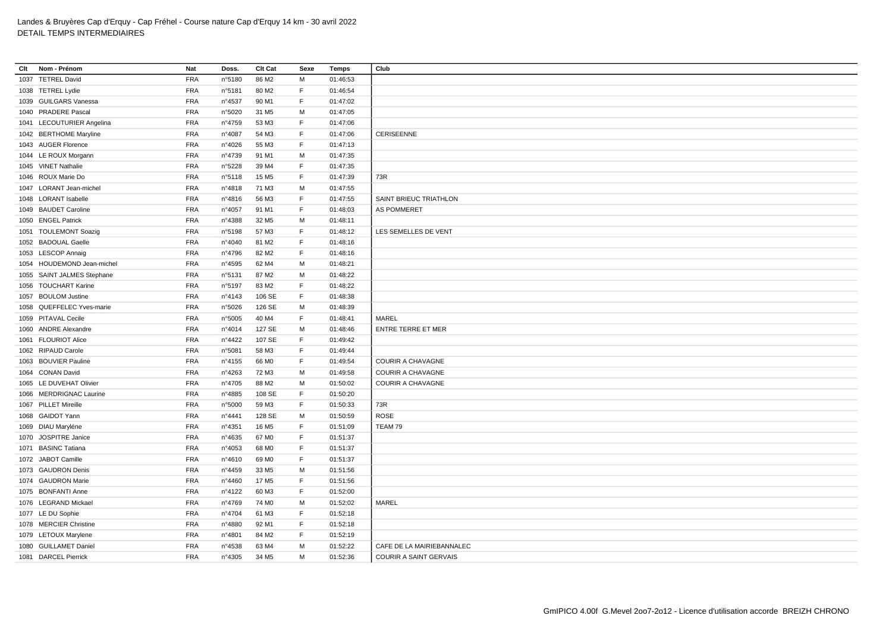Landes & Bruyères Cap d'Erquy - Cap Fréhel - Course nature Cap d'Erquy 14 km - 30 avril 2022
DETAIL TEMPS INTERMEDIAIRES

| Clt | Nom - Prénom | Nat | Doss. | Clt Cat | Sexe | Temps | Club |
|---|---|---|---|---|---|---|---|
| 1037 | TETREL David | FRA | n°5180 | 86 M2 | M | 01:46:53 | |
| 1038 | TETREL Lydie | FRA | n°5181 | 80 M2 | F | 01:46:54 | |
| 1039 | GUILGARS Vanessa | FRA | n°4537 | 90 M1 | F | 01:47:02 | |
| 1040 | PRADERE Pascal | FRA | n°5020 | 31 M5 | M | 01:47:05 | |
| 1041 | LECOUTURIER Angelina | FRA | n°4759 | 53 M3 | F | 01:47:06 | |
| 1042 | BERTHOME Maryline | FRA | n°4087 | 54 M3 | F | 01:47:06 | CERISEENNE |
| 1043 | AUGER Florence | FRA | n°4026 | 55 M3 | F | 01:47:13 | |
| 1044 | LE ROUX Morgann | FRA | n°4739 | 91 M1 | M | 01:47:35 | |
| 1045 | VINET Nathalie | FRA | n°5228 | 39 M4 | F | 01:47:35 | |
| 1046 | ROUX Marie Do | FRA | n°5118 | 15 M5 | F | 01:47:39 | 73R |
| 1047 | LORANT Jean-michel | FRA | n°4818 | 71 M3 | M | 01:47:55 | |
| 1048 | LORANT Isabelle | FRA | n°4816 | 56 M3 | F | 01:47:55 | SAINT BRIEUC TRIATHLON |
| 1049 | BAUDET Caroline | FRA | n°4057 | 91 M1 | F | 01:48:03 | AS POMMERET |
| 1050 | ENGEL Patrick | FRA | n°4388 | 32 M5 | M | 01:48:11 | |
| 1051 | TOULEMONT Soazig | FRA | n°5198 | 57 M3 | F | 01:48:12 | LES SEMELLES DE VENT |
| 1052 | BADOUAL Gaelle | FRA | n°4040 | 81 M2 | F | 01:48:16 | |
| 1053 | LESCOP Annaig | FRA | n°4796 | 82 M2 | F | 01:48:16 | |
| 1054 | HOUDEMOND Jean-michel | FRA | n°4595 | 62 M4 | M | 01:48:21 | |
| 1055 | SAINT JALMES Stephane | FRA | n°5131 | 87 M2 | M | 01:48:22 | |
| 1056 | TOUCHART Karine | FRA | n°5197 | 83 M2 | F | 01:48:22 | |
| 1057 | BOULOM Justine | FRA | n°4143 | 106 SE | F | 01:48:38 | |
| 1058 | QUEFFELEC Yves-marie | FRA | n°5026 | 126 SE | M | 01:48:39 | |
| 1059 | PITAVAL Cecile | FRA | n°5005 | 40 M4 | F | 01:48:41 | MAREL |
| 1060 | ANDRE Alexandre | FRA | n°4014 | 127 SE | M | 01:48:46 | ENTRE TERRE ET MER |
| 1061 | FLOURIOT Alice | FRA | n°4422 | 107 SE | F | 01:49:42 | |
| 1062 | RIPAUD Carole | FRA | n°5081 | 58 M3 | F | 01:49:44 | |
| 1063 | BOUVIER Pauline | FRA | n°4155 | 66 M0 | F | 01:49:54 | COURIR A CHAVAGNE |
| 1064 | CONAN David | FRA | n°4263 | 72 M3 | M | 01:49:58 | COURIR A CHAVAGNE |
| 1065 | LE DUVEHAT Olivier | FRA | n°4705 | 88 M2 | M | 01:50:02 | COURIR A CHAVAGNE |
| 1066 | MERDRIGNAC Laurine | FRA | n°4885 | 108 SE | F | 01:50:20 | |
| 1067 | PILLET Mireille | FRA | n°5000 | 59 M3 | F | 01:50:33 | 73R |
| 1068 | GAIDOT Yann | FRA | n°4441 | 128 SE | M | 01:50:59 | ROSE |
| 1069 | DIAU Maryléne | FRA | n°4351 | 16 M5 | F | 01:51:09 | TEAM 79 |
| 1070 | JOSPITRE Janice | FRA | n°4635 | 67 M0 | F | 01:51:37 | |
| 1071 | BASINC Tatiana | FRA | n°4053 | 68 M0 | F | 01:51:37 | |
| 1072 | JABOT Camille | FRA | n°4610 | 69 M0 | F | 01:51:37 | |
| 1073 | GAUDRON Denis | FRA | n°4459 | 33 M5 | M | 01:51:56 | |
| 1074 | GAUDRON Marie | FRA | n°4460 | 17 M5 | F | 01:51:56 | |
| 1075 | BONFANTI Anne | FRA | n°4122 | 60 M3 | F | 01:52:00 | |
| 1076 | LEGRAND Mickael | FRA | n°4769 | 74 M0 | M | 01:52:02 | MAREL |
| 1077 | LE DU Sophie | FRA | n°4704 | 61 M3 | F | 01:52:18 | |
| 1078 | MERCIER Christine | FRA | n°4880 | 92 M1 | F | 01:52:18 | |
| 1079 | LETOUX Marylene | FRA | n°4801 | 84 M2 | F | 01:52:19 | |
| 1080 | GUILLAMET Daniel | FRA | n°4538 | 63 M4 | M | 01:52:22 | CAFE DE LA MAIRIEBANNALEC |
| 1081 | DARCEL Pierrick | FRA | n°4305 | 34 M5 | M | 01:52:36 | COURIR A SAINT GERVAIS |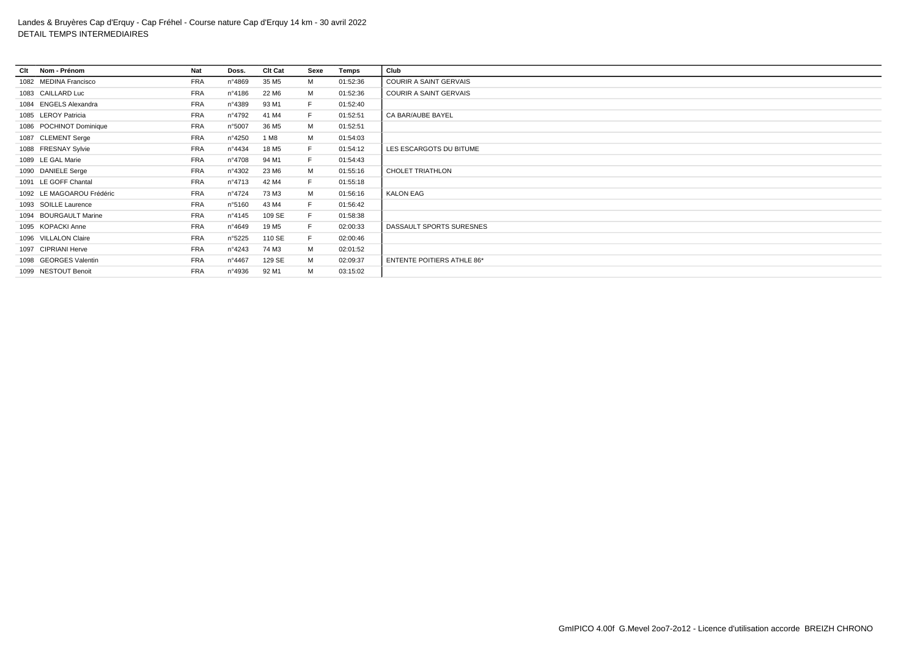Landes & Bruyères Cap d'Erquy - Cap Fréhel - Course nature Cap d'Erquy 14 km - 30 avril 2022
DETAIL TEMPS INTERMEDIAIRES

| Clt | Nom - Prénom | Nat | Doss. | Clt Cat | Sexe | Temps | Club |
|---|---|---|---|---|---|---|---|
| 1082 | MEDINA Francisco | FRA | n°4869 | 35 M5 | M | 01:52:36 | COURIR A SAINT GERVAIS |
| 1083 | CAILLARD Luc | FRA | n°4186 | 22 M6 | M | 01:52:36 | COURIR A SAINT GERVAIS |
| 1084 | ENGELS Alexandra | FRA | n°4389 | 93 M1 | F | 01:52:40 | |
| 1085 | LEROY Patricia | FRA | n°4792 | 41 M4 | F | 01:52:51 | CA BAR/AUBE BAYEL |
| 1086 | POCHINOT Dominique | FRA | n°5007 | 36 M5 | M | 01:52:51 | |
| 1087 | CLEMENT Serge | FRA | n°4250 | 1 M8 | M | 01:54:03 | |
| 1088 | FRESNAY Sylvie | FRA | n°4434 | 18 M5 | F | 01:54:12 | LES ESCARGOTS DU BITUME |
| 1089 | LE GAL Marie | FRA | n°4708 | 94 M1 | F | 01:54:43 | |
| 1090 | DANIELE Serge | FRA | n°4302 | 23 M6 | M | 01:55:16 | CHOLET TRIATHLON |
| 1091 | LE GOFF Chantal | FRA | n°4713 | 42 M4 | F | 01:55:18 | |
| 1092 | LE MAGOAROU Frédéric | FRA | n°4724 | 73 M3 | M | 01:56:16 | KALON EAG |
| 1093 | SOILLE Laurence | FRA | n°5160 | 43 M4 | F | 01:56:42 | |
| 1094 | BOURGAULT Marine | FRA | n°4145 | 109 SE | F | 01:58:38 | |
| 1095 | KOPACKI Anne | FRA | n°4649 | 19 M5 | F | 02:00:33 | DASSAULT SPORTS SURESNES |
| 1096 | VILLALON Claire | FRA | n°5225 | 110 SE | F | 02:00:46 | |
| 1097 | CIPRIANI Herve | FRA | n°4243 | 74 M3 | M | 02:01:52 | |
| 1098 | GEORGES Valentin | FRA | n°4467 | 129 SE | M | 02:09:37 | ENTENTE POITIERS ATHLE 86* |
| 1099 | NESTOUT Benoit | FRA | n°4936 | 92 M1 | M | 03:15:02 | |

GmIPICO 4.00f G.Mevel 2oo7-2o12 - Licence d'utilisation accorde BREIZH CHRONO